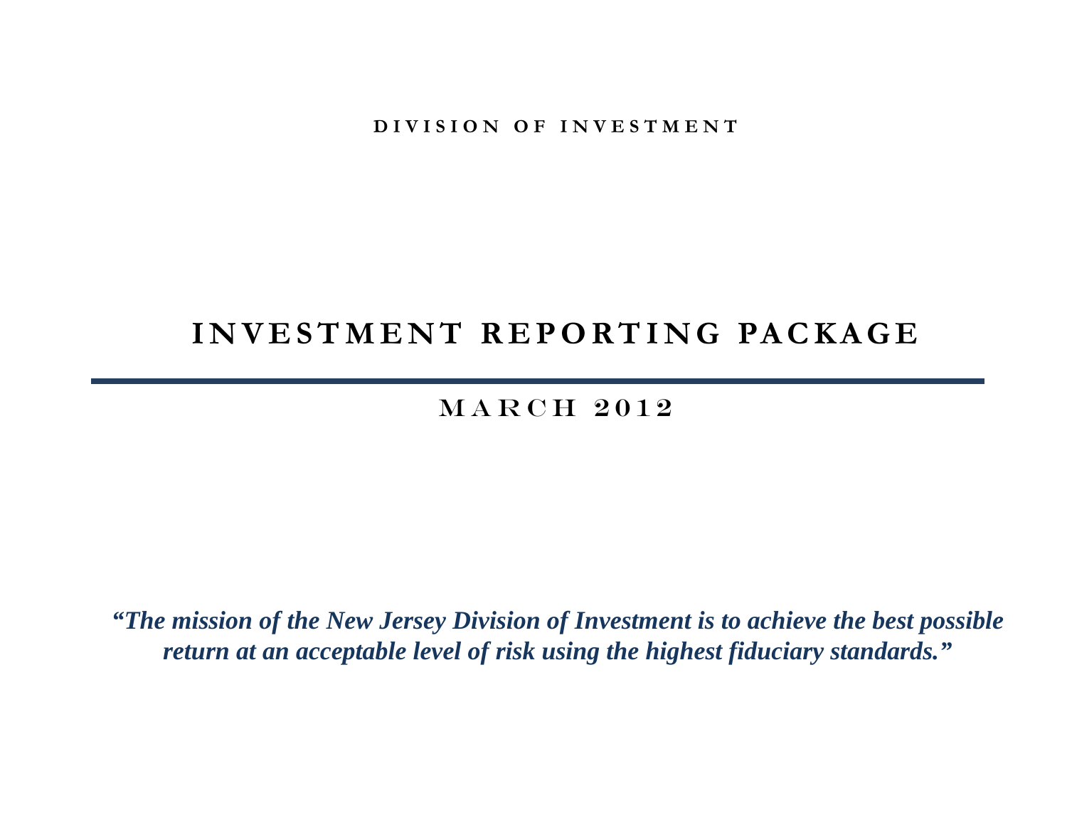**DIVISION OF INVESTMENT**

# INVESTMENT REPORTING PACKAGE

## MARCH 2012

***"The mission of the New Jersey Division of Investment is to achieve the best possible return at an acceptable level of risk using the highest fiduciary standards."***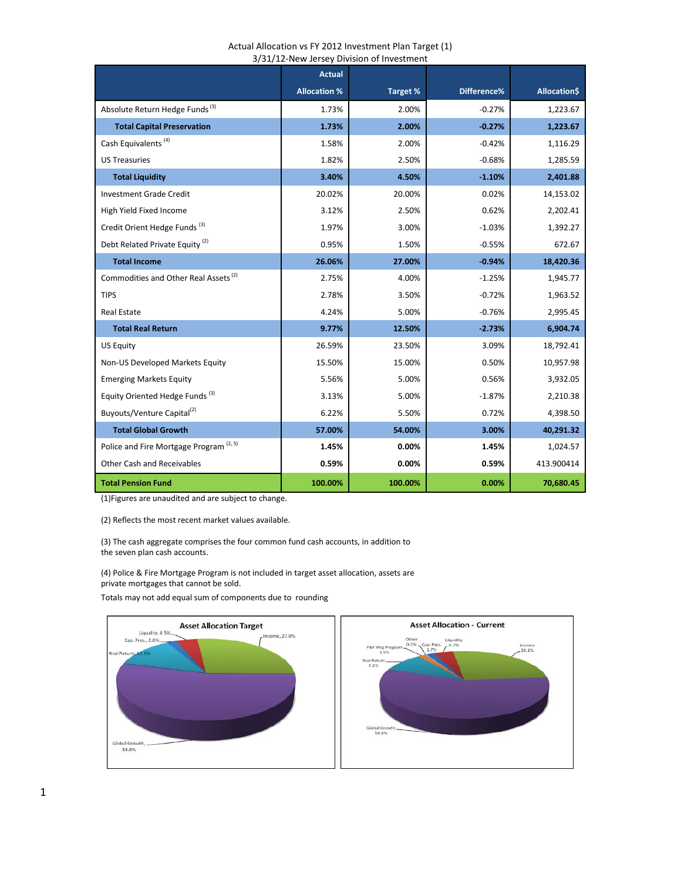Actual Allocation vs FY 2012 Investment Plan Target (1)
3/31/12-New Jersey Division of Investment

| | Actual Allocation % | Target % | Difference% | Allocation$ |
|---|---|---|---|---|
| Absolute Return Hedge Funds [3] | 1.73% | 2.00% | -0.27% | 1,223.67 |
| **Total Capital Preservation** | **1.73%** | **2.00%** | **-0.27%** | **1,223.67** |
| Cash Equivalents [4] | 1.58% | 2.00% | -0.42% | 1,116.29 |
| US Treasuries | 1.82% | 2.50% | -0.68% | 1,285.59 |
| **Total Liquidity** | **3.40%** | **4.50%** | **-1.10%** | **2,401.88** |
| Investment Grade Credit | 20.02% | 20.00% | 0.02% | 14,153.02 |
| High Yield Fixed Income | 3.12% | 2.50% | 0.62% | 2,202.41 |
| Credit Orient Hedge Funds [3] | 1.97% | 3.00% | -1.03% | 1,392.27 |
| Debt Related Private Equity [2] | 0.95% | 1.50% | -0.55% | 672.67 |
| **Total Income** | **26.06%** | **27.00%** | **-0.94%** | **18,420.36** |
| Commodities and Other Real Assets [2] | 2.75% | 4.00% | -1.25% | 1,945.77 |
| TIPS | 2.78% | 3.50% | -0.72% | 1,963.52 |
| Real Estate | 4.24% | 5.00% | -0.76% | 2,995.45 |
| **Total Real Return** | **9.77%** | **12.50%** | **-2.73%** | **6,904.74** |
| US Equity | 26.59% | 23.50% | 3.09% | 18,792.41 |
| Non-US Developed Markets Equity | 15.50% | 15.00% | 0.50% | 10,957.98 |
| Emerging Markets Equity | 5.56% | 5.00% | 0.56% | 3,932.05 |
| Equity Oriented Hedge Funds [3] | 3.13% | 5.00% | -1.87% | 2,210.38 |
| Buyouts/Venture Capital[2] | 6.22% | 5.50% | 0.72% | 4,398.50 |
| **Total Global Growth** | **57.00%** | **54.00%** | **3.00%** | **40,291.32** |
| Police and Fire Mortgage Program [2, 5] | **1.45%** | **0.00%** | **1.45%** | 1,024.57 |
| Other Cash and Receivables | **0.59%** | **0.00%** | **0.59%** | 413.900414 |
| **Total Pension Fund** | **100.00%** | **100.00%** | **0.00%** | **70,680.45** |

(1)Figures are unaudited and are subject to change.

(2) Reflects the most recent market values available.

(3) The cash aggregate comprises the four common fund cash accounts, in addition to the seven plan cash accounts.

(4) Police & Fire Mortgage Program is not included in target asset allocation, assets are private mortgages that cannot be sold.

Totals may not add equal sum of components due to rounding

**Asset Allocation Target**

Liquidity, 4.5%; Cap. Pres., 2.0%; Real Return, 12.5%; Income, 27.0%; Global Growth, 54.0%

**Asset Allocation - Current**

Other 0.5%; P&F Mtg Program 1.5%; Cap. Pres. 1.7%; Liquidity 4.2%; Income 26.1%; Real Return 9.2%; Global Growth 56.8%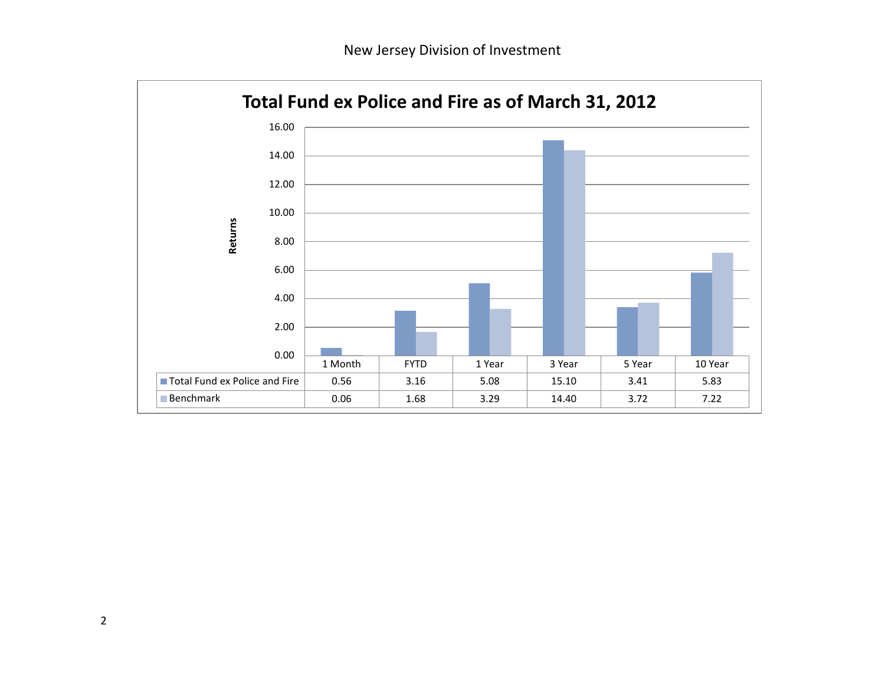New Jersey Division of Investment

## Total Fund ex Police and Fire as of March 31, 2012

| | 1 Month | FYTD | 1 Year | 3 Year | 5 Year | 10 Year |
|---|---|---|---|---|---|---|
| Total Fund ex Police and Fire | 0.56 | 3.16 | 5.08 | 15.10 | 3.41 | 5.83 |
| Benchmark | 0.06 | 1.68 | 3.29 | 14.40 | 3.72 | 7.22 |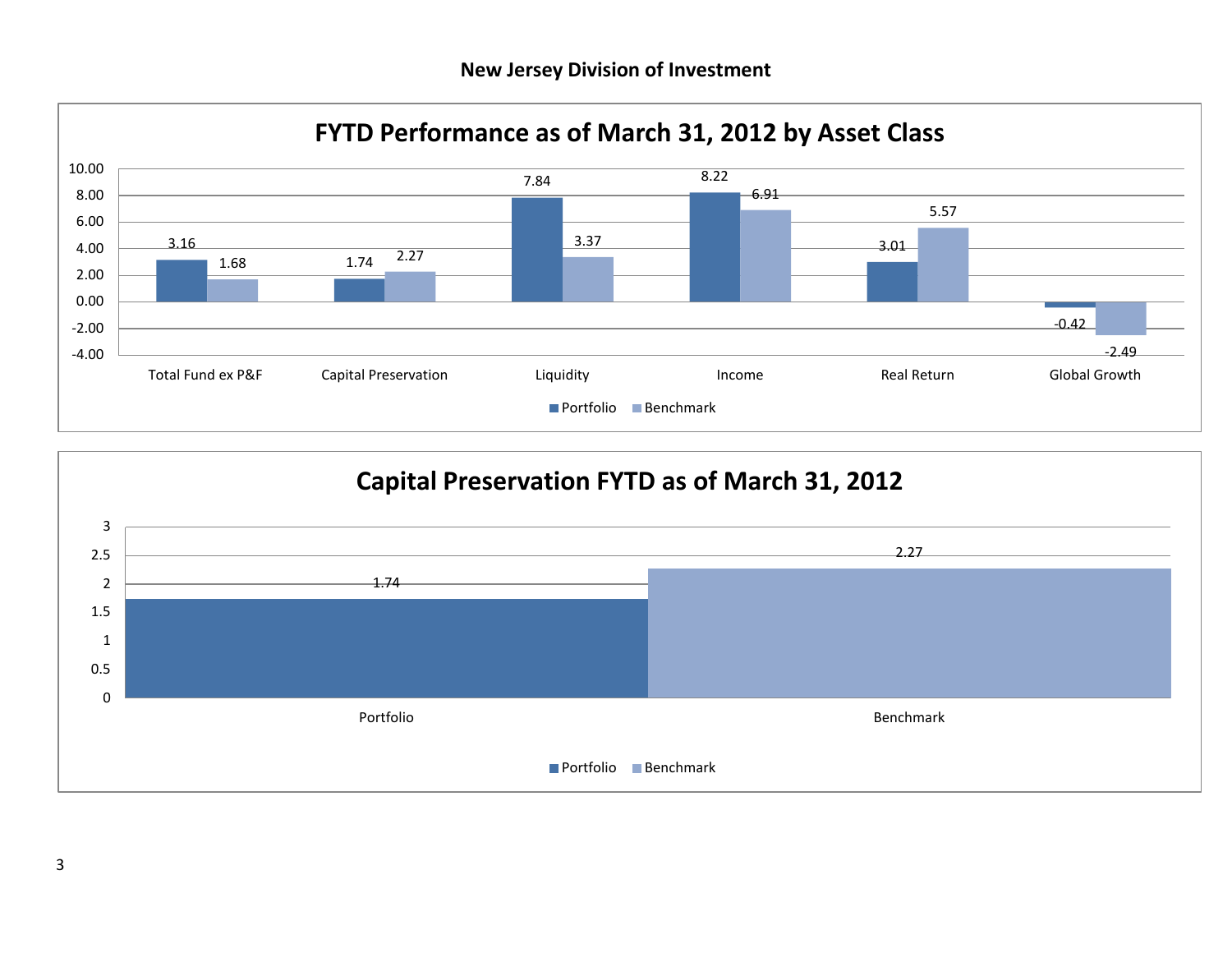# New Jersey Division of Investment

## FYTD Performance as of March 31, 2012 by Asset Class

| | Portfolio | Benchmark |
|---|---|---|
| Total Fund ex P&F | 3.16 | 1.68 |
| Capital Preservation | 1.74 | 2.27 |
| Liquidity | 7.84 | 3.37 |
| Income | 8.22 | 6.91 |
| Real Return | 3.01 | 5.57 |
| Global Growth | -0.42 | -2.49 |

## Capital Preservation FYTD as of March 31, 2012

| | Value |
|---|---|
| Portfolio | 1.74 |
| Benchmark | 2.27 |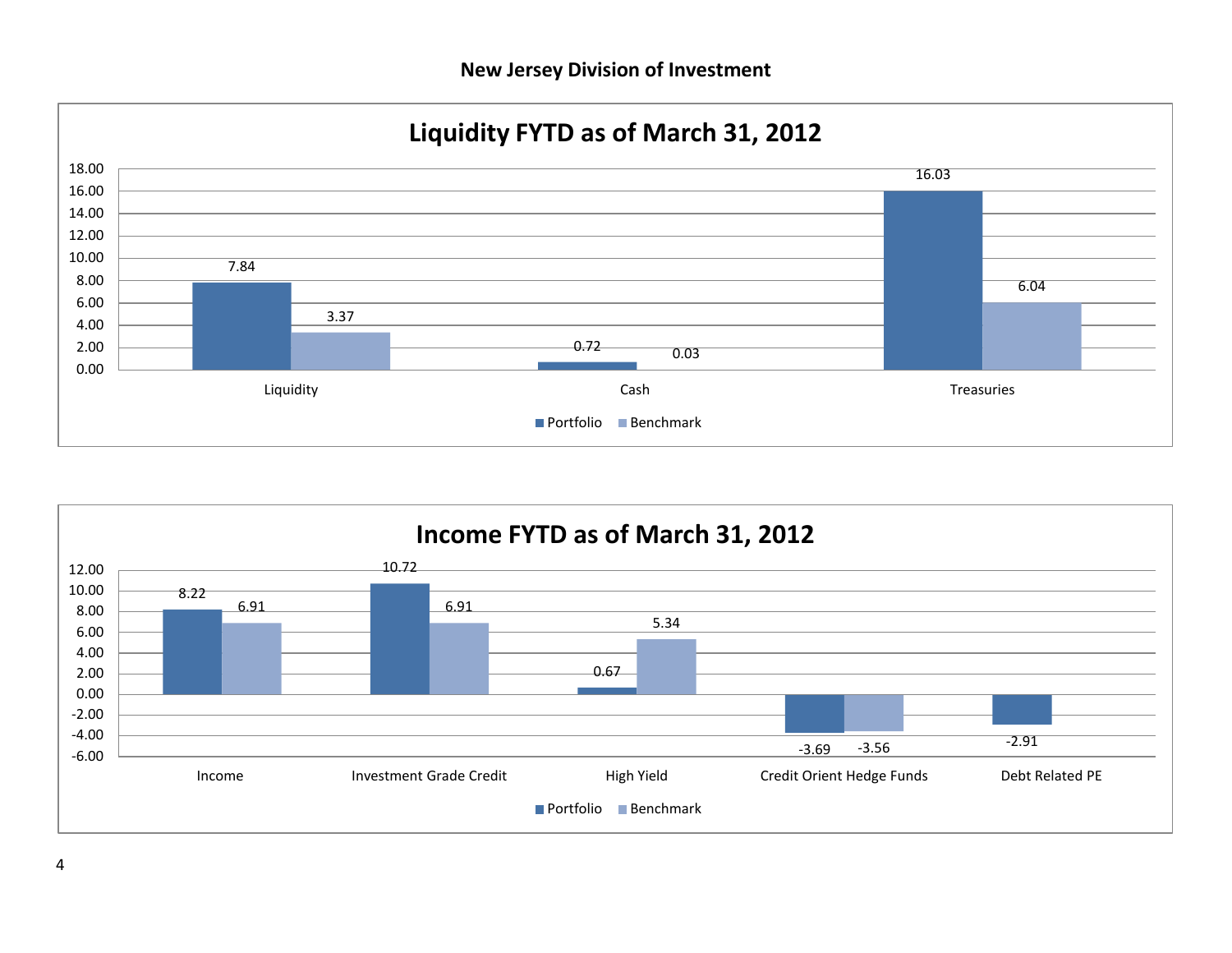# New Jersey Division of Investment

## Liquidity FYTD as of March 31, 2012

| | Portfolio | Benchmark |
|---|---|---|
| Liquidity | 7.84 | 3.37 |
| Cash | 0.72 | 0.03 |
| Treasuries | 16.03 | 6.04 |

## Income FYTD as of March 31, 2012

| | Portfolio | Benchmark |
|---|---|---|
| Income | 8.22 | 6.91 |
| Investment Grade Credit | 10.72 | 6.91 |
| High Yield | 0.67 | 5.34 |
| Credit Orient Hedge Funds | -3.69 | -3.56 |
| Debt Related PE | -2.91 | |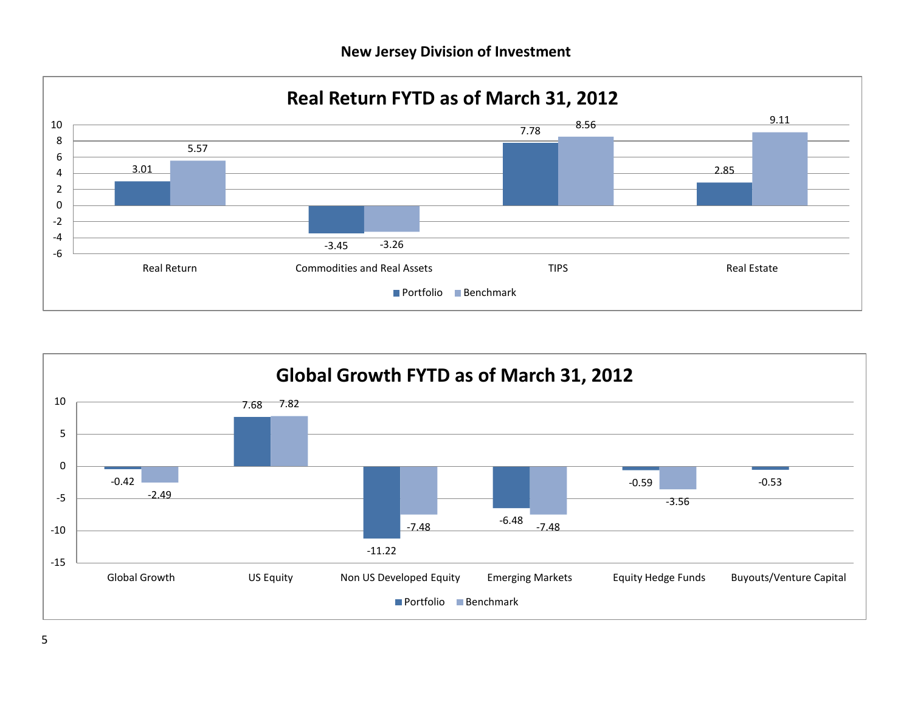# New Jersey Division of Investment

## Real Return FYTD as of March 31, 2012

| | Portfolio | Benchmark |
|---|---|---|
| Real Return | 3.01 | 5.57 |
| Commodities and Real Assets | -3.45 | -3.26 |
| TIPS | 7.78 | 8.56 |
| Real Estate | 2.85 | 9.11 |

## Global Growth FYTD as of March 31, 2012

| | Portfolio | Benchmark |
|---|---|---|
| Global Growth | -0.42 | -2.49 |
| US Equity | 7.68 | 7.82 |
| Non US Developed Equity | -11.22 | -7.48 |
| Emerging Markets | -6.48 | -7.48 |
| Equity Hedge Funds | -0.59 | -3.56 |
| Buyouts/Venture Capital | -0.53 | |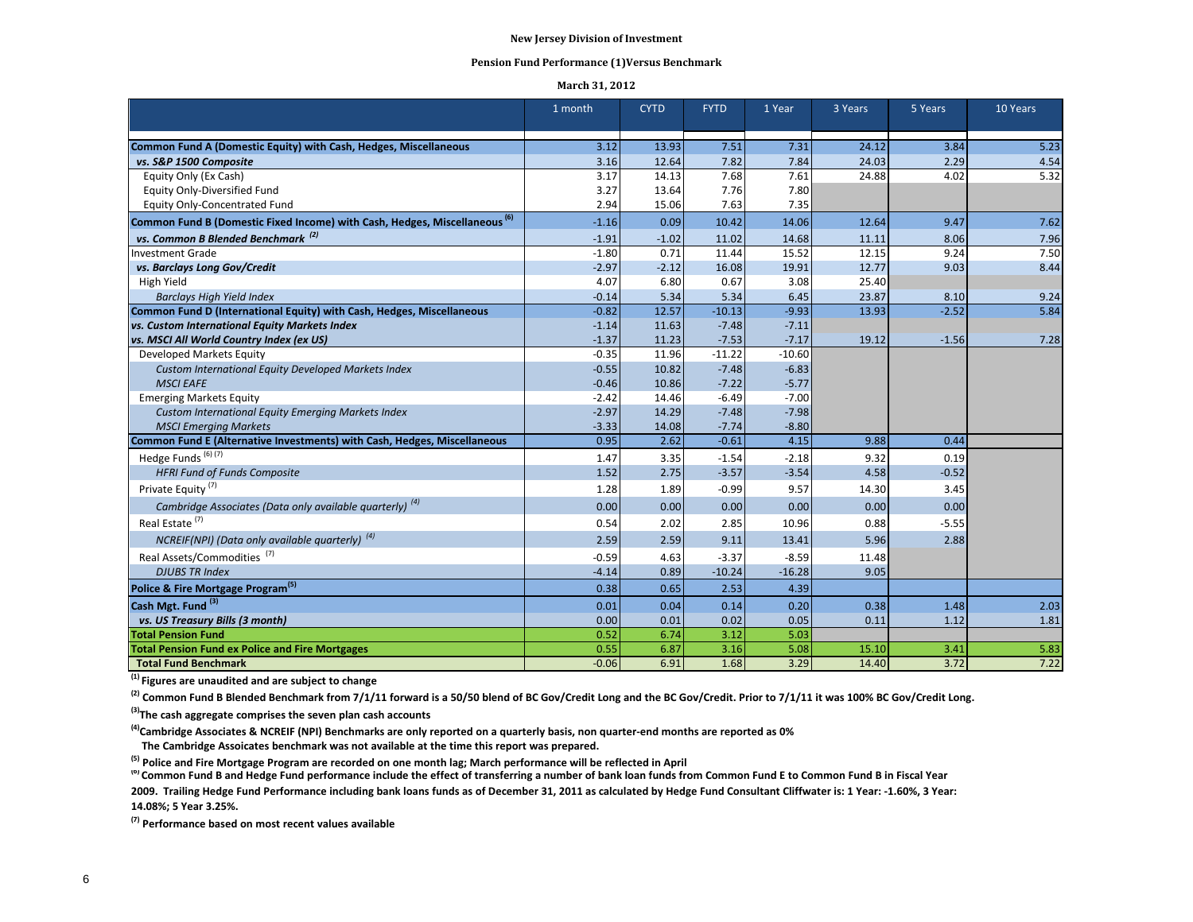**New Jersey Division of Investment**

**Pension Fund Performance (1)Versus Benchmark**

**March 31, 2012**

| | 1 month | CYTD | FYTD | 1 Year | 3 Years | 5 Years | 10 Years |
|---|---|---|---|---|---|---|---|
| **Common Fund A (Domestic Equity) with Cash, Hedges, Miscellaneous** | 3.12 | 13.93 | 7.51 | 7.31 | 24.12 | 3.84 | 5.23 |
| ***vs. S&P 1500 Composite*** | 3.16 | 12.64 | 7.82 | 7.84 | 24.03 | 2.29 | 4.54 |
| Equity Only (Ex Cash) | 3.17 | 14.13 | 7.68 | 7.61 | 24.88 | 4.02 | 5.32 |
| Equity Only-Diversified Fund | 3.27 | 13.64 | 7.76 | 7.80 | | | |
| Equity Only-Concentrated Fund | 2.94 | 15.06 | 7.63 | 7.35 | | | |
| **Common Fund B (Domestic Fixed Income) with Cash, Hedges, Miscellaneous [6]** | -1.16 | 0.09 | 10.42 | 14.06 | 12.64 | 9.47 | 7.62 |
| ***vs. Common B Blended Benchmark [2]*** | -1.91 | -1.02 | 11.02 | 14.68 | 11.11 | 8.06 | 7.96 |
| Investment Grade | -1.80 | 0.71 | 11.44 | 15.52 | 12.15 | 9.24 | 7.50 |
| ***vs. Barclays Long Gov/Credit*** | -2.97 | -2.12 | 16.08 | 19.91 | 12.77 | 9.03 | 8.44 |
| High Yield | 4.07 | 6.80 | 0.67 | 3.08 | 25.40 | | |
| *Barclays High Yield Index* | -0.14 | 5.34 | 5.34 | 6.45 | 23.87 | 8.10 | 9.24 |
| **Common Fund D (International Equity) with Cash, Hedges, Miscellaneous** | -0.82 | 12.57 | -10.13 | -9.93 | 13.93 | -2.52 | 5.84 |
| ***vs. Custom International Equity Markets Index*** | -1.14 | 11.63 | -7.48 | -7.11 | | | |
| ***vs. MSCI All World Country Index (ex US)*** | -1.37 | 11.23 | -7.53 | -7.17 | 19.12 | -1.56 | 7.28 |
| Developed Markets Equity | -0.35 | 11.96 | -11.22 | -10.60 | | | |
| *Custom International Equity Developed Markets Index* | -0.55 | 10.82 | -7.48 | -6.83 | | | |
| *MSCI EAFE* | -0.46 | 10.86 | -7.22 | -5.77 | | | |
| Emerging Markets Equity | -2.42 | 14.46 | -6.49 | -7.00 | | | |
| *Custom International Equity Emerging Markets Index* | -2.97 | 14.29 | -7.48 | -7.98 | | | |
| *MSCI Emerging Markets* | -3.33 | 14.08 | -7.74 | -8.80 | | | |
| **Common Fund E (Alternative Investments) with Cash, Hedges, Miscellaneous** | 0.95 | 2.62 | -0.61 | 4.15 | 9.88 | 0.44 | |
| Hedge Funds [6] [7] | 1.47 | 3.35 | -1.54 | -2.18 | 9.32 | 0.19 | |
| *HFRI Fund of Funds Composite* | 1.52 | 2.75 | -3.57 | -3.54 | 4.58 | -0.52 | |
| Private Equity [7] | 1.28 | 1.89 | -0.99 | 9.57 | 14.30 | 3.45 | |
| *Cambridge Associates (Data only available quarterly) [4]* | 0.00 | 0.00 | 0.00 | 0.00 | 0.00 | 0.00 | |
| Real Estate [7] | 0.54 | 2.02 | 2.85 | 10.96 | 0.88 | -5.55 | |
| *NCREIF(NPI) (Data only available quarterly) [4]* | 2.59 | 2.59 | 9.11 | 13.41 | 5.96 | 2.88 | |
| Real Assets/Commodities [7] | -0.59 | 4.63 | -3.37 | -8.59 | 11.48 | | |
| *DJUBS TR Index* | -4.14 | 0.89 | -10.24 | -16.28 | 9.05 | | |
| **Police & Fire Mortgage Program[5]** | 0.38 | 0.65 | 2.53 | 4.39 | | | |
| **Cash Mgt. Fund [3]** | 0.01 | 0.04 | 0.14 | 0.20 | 0.38 | 1.48 | 2.03 |
| ***vs. US Treasury Bills (3 month)*** | 0.00 | 0.01 | 0.02 | 0.05 | 0.11 | 1.12 | 1.81 |
| **Total Pension Fund** | 0.52 | 6.74 | 3.12 | 5.03 | | | |
| **Total Pension Fund ex Police and Fire Mortgages** | 0.55 | 6.87 | 3.16 | 5.08 | 15.10 | 3.41 | 5.83 |
| **Total Fund Benchmark** | -0.06 | 6.91 | 1.68 | 3.29 | 14.40 | 3.72 | 7.22 |

**[1] Figures are unaudited and are subject to change**

**[2] Common Fund B Blended Benchmark from 7/1/11 forward is a 50/50 blend of BC Gov/Credit Long and the BC Gov/Credit. Prior to 7/1/11 it was 100% BC Gov/Credit Long.**

**[3] The cash aggregate comprises the seven plan cash accounts**

**[4] Cambridge Associates & NCREIF (NPI) Benchmarks are only reported on a quarterly basis, non quarter-end months are reported as 0%**
**The Cambridge Assoicates benchmark was not available at the time this report was prepared.**

**[5] Police and Fire Mortgage Program are recorded on one month lag; March performance will be reflected in April**

**[6] Common Fund B and Hedge Fund performance include the effect of transferring a number of bank loan funds from Common Fund E to Common Fund B in Fiscal Year 2009. Trailing Hedge Fund Performance including bank loans funds as of December 31, 2011 as calculated by Hedge Fund Consultant Cliffwater is: 1 Year: -1.60%, 3 Year: 14.08%; 5 Year 3.25%.**

**[7] Performance based on most recent values available**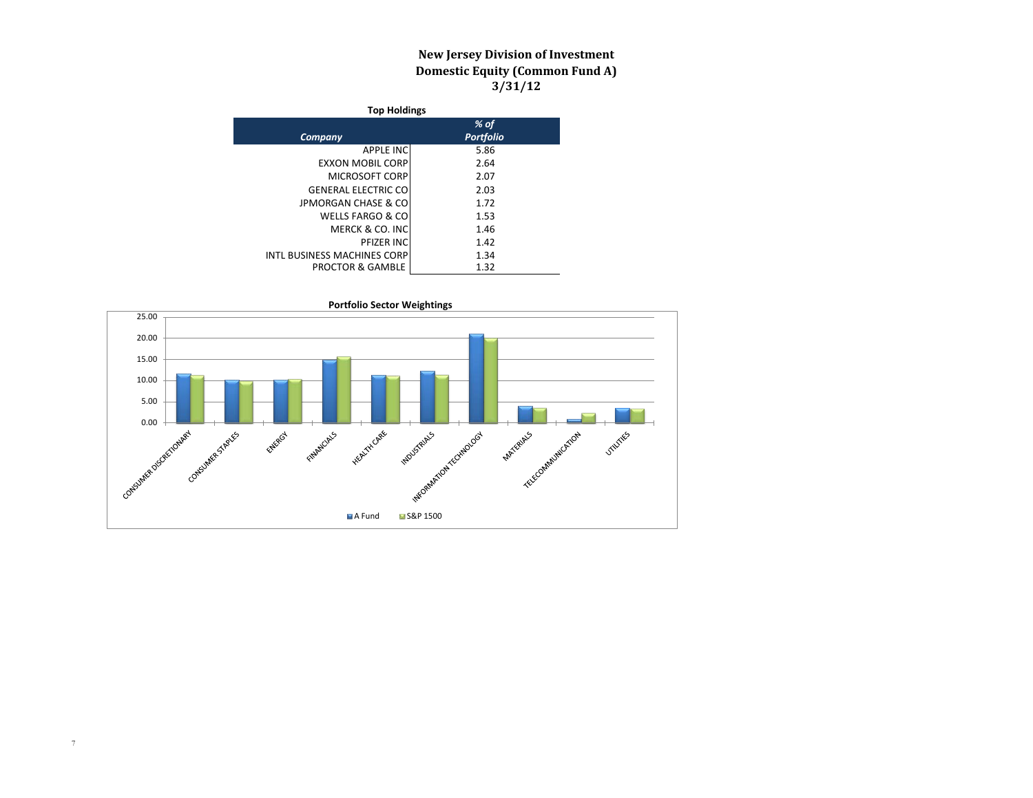# New Jersey Division of Investment
## Domestic Equity (Common Fund A)
### 3/31/12

**Top Holdings**

| *Company* | *% of Portfolio* |
|---|---|
| APPLE INC | 5.86 |
| EXXON MOBIL CORP | 2.64 |
| MICROSOFT CORP | 2.07 |
| GENERAL ELECTRIC CO | 2.03 |
| JPMORGAN CHASE & CO | 1.72 |
| WELLS FARGO & CO | 1.53 |
| MERCK & CO. INC | 1.46 |
| PFIZER INC | 1.42 |
| INTL BUSINESS MACHINES CORP | 1.34 |
| PROCTOR & GAMBLE | 1.32 |

**Portfolio Sector Weightings**

25.00
20.00
15.00
10.00
5.00
0.00

CONSUMER DISCRETIONARY, CONSUMER STAPLES, ENERGY, FINANCIALS, HEALTH CARE, INDUSTRIALS, INFORMATION TECHNOLOGY, MATERIALS, TELECOMMUNICATION, UTILITIES

A Fund   S&P 1500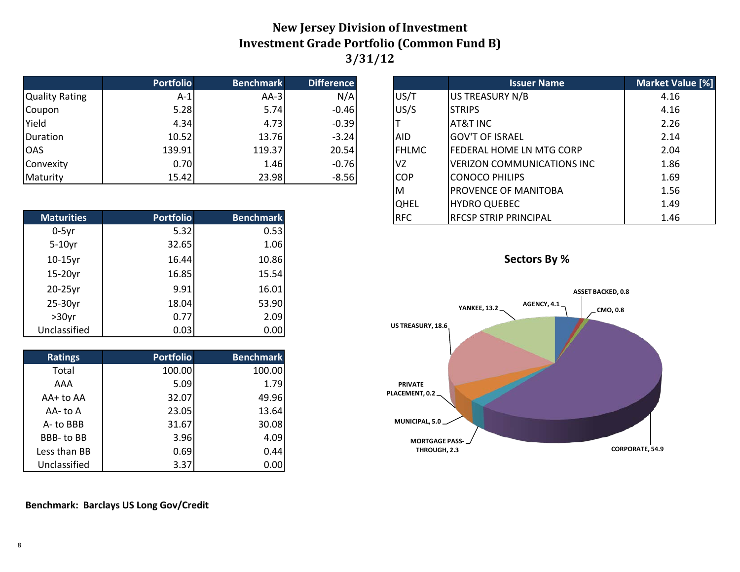# New Jersey Division of Investment
## Investment Grade Portfolio (Common Fund B)
## 3/31/12

| | Portfolio | Benchmark | Difference |
|---|---|---|---|
| Quality Rating | A-1 | AA-3 | N/A |
| Coupon | 5.28 | 5.74 | -0.46 |
| Yield | 4.34 | 4.73 | -0.39 |
| Duration | 10.52 | 13.76 | -3.24 |
| OAS | 139.91 | 119.37 | 20.54 |
| Convexity | 0.70 | 1.46 | -0.76 |
| Maturity | 15.42 | 23.98 | -8.56 |

| | Issuer Name | Market Value [%] |
|---|---|---|
| US/T | US TREASURY N/B | 4.16 |
| US/S | STRIPS | 4.16 |
| T | AT&T INC | 2.26 |
| AID | GOV'T OF ISRAEL | 2.14 |
| FHLMC | FEDERAL HOME LN MTG CORP | 2.04 |
| VZ | VERIZON COMMUNICATIONS INC | 1.86 |
| COP | CONOCO PHILIPS | 1.69 |
| M | PROVENCE OF MANITOBA | 1.56 |
| QHEL | HYDRO QUEBEC | 1.49 |
| RFC | RFCSP STRIP PRINCIPAL | 1.46 |

| Maturities | Portfolio | Benchmark |
|---|---|---|
| 0-5yr | 5.32 | 0.53 |
| 5-10yr | 32.65 | 1.06 |
| 10-15yr | 16.44 | 10.86 |
| 15-20yr | 16.85 | 15.54 |
| 20-25yr | 9.91 | 16.01 |
| 25-30yr | 18.04 | 53.90 |
| >30yr | 0.77 | 2.09 |
| Unclassified | 0.03 | 0.00 |

### Sectors By %

| Sector | % |
|---|---|
| US TREASURY | 18.6 |
| YANKEE | 13.2 |
| AGENCY | 4.1 |
| ASSET BACKED | 0.8 |
| CMO | 0.8 |
| CORPORATE | 54.9 |
| MORTGAGE PASS-THROUGH | 2.3 |
| MUNICIPAL | 5.0 |
| PRIVATE PLACEMENT | 0.2 |

| Ratings | Portfolio | Benchmark |
|---|---|---|
| Total | 100.00 | 100.00 |
| AAA | 5.09 | 1.79 |
| AA+ to AA | 32.07 | 49.96 |
| AA- to A | 23.05 | 13.64 |
| A- to BBB | 31.67 | 30.08 |
| BBB- to BB | 3.96 | 4.09 |
| Less than BB | 0.69 | 0.44 |
| Unclassified | 3.37 | 0.00 |

**Benchmark: Barclays US Long Gov/Credit**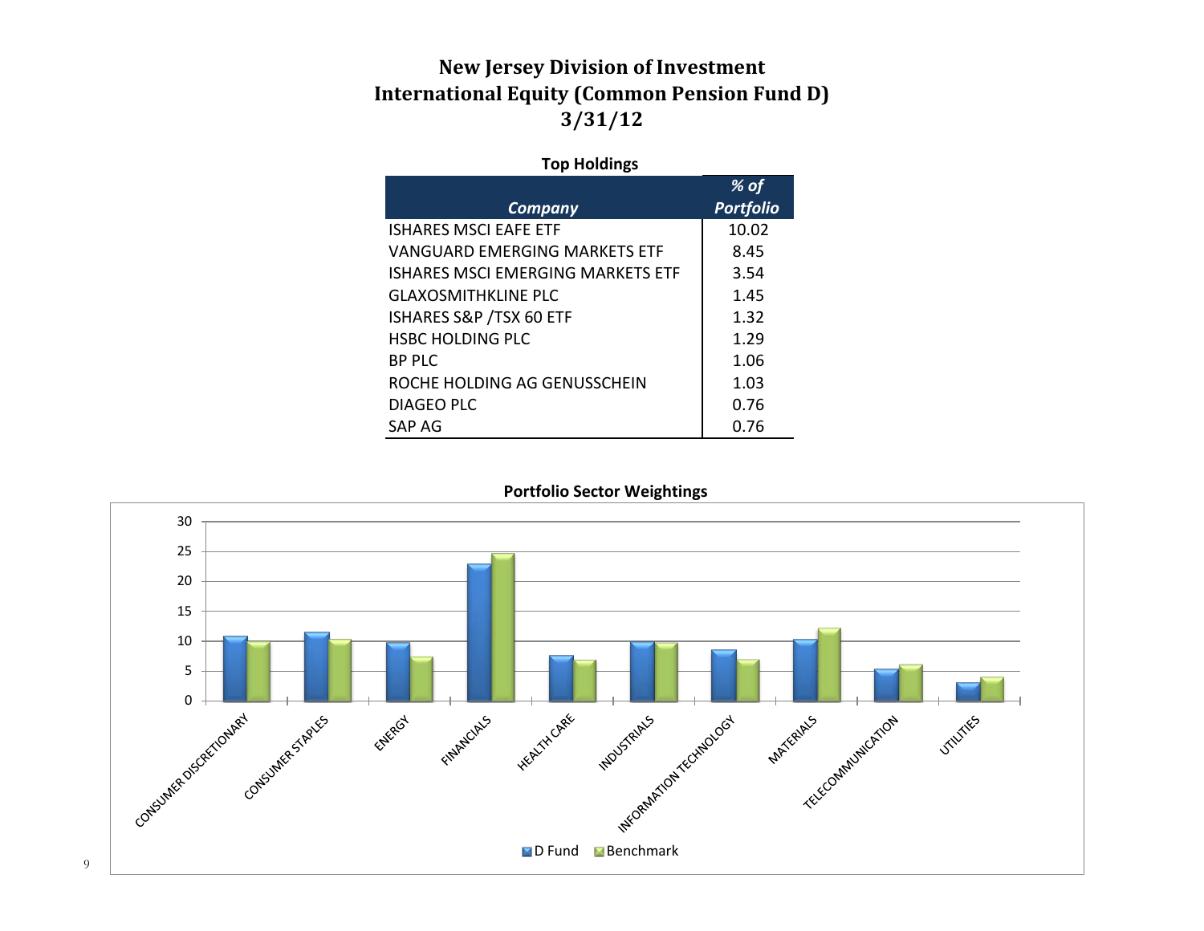# New Jersey Division of Investment
## International Equity (Common Pension Fund D)
### 3/31/12

**Top Holdings**

| *Company* | *% of Portfolio* |
|---|---|
| ISHARES MSCI EAFE ETF | 10.02 |
| VANGUARD EMERGING MARKETS ETF | 8.45 |
| ISHARES MSCI EMERGING MARKETS ETF | 3.54 |
| GLAXOSMITHKLINE PLC | 1.45 |
| ISHARES S&P /TSX 60 ETF | 1.32 |
| HSBC HOLDING PLC | 1.29 |
| BP PLC | 1.06 |
| ROCHE HOLDING AG GENUSSCHEIN | 1.03 |
| DIAGEO PLC | 0.76 |
| SAP AG | 0.76 |

**Portfolio Sector Weightings**

(Bar chart comparing D Fund and Benchmark weightings across sectors: Consumer Discretionary, Consumer Staples, Energy, Financials, Health Care, Industrials, Information Technology, Materials, Telecommunication, Utilities; y-axis 0–30.)

■ D Fund ■ Benchmark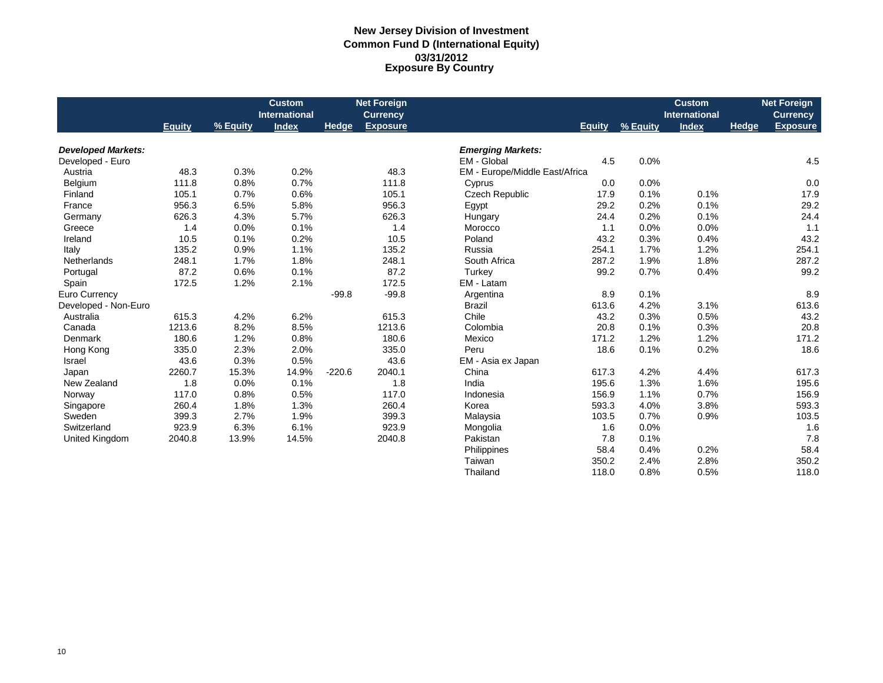# New Jersey Division of Investment
## Common Fund D (International Equity)
## 03/31/2012
## Exposure By Country

| | Equity | % Equity | Custom International Index | Hedge | Net Foreign Currency Exposure |
|---|---|---|---|---|---|
| ***Developed Markets:*** | | | | | |
| Developed - Euro | | | | | |
| Austria | 48.3 | 0.3% | 0.2% | | 48.3 |
| Belgium | 111.8 | 0.8% | 0.7% | | 111.8 |
| Finland | 105.1 | 0.7% | 0.6% | | 105.1 |
| France | 956.3 | 6.5% | 5.8% | | 956.3 |
| Germany | 626.3 | 4.3% | 5.7% | | 626.3 |
| Greece | 1.4 | 0.0% | 0.1% | | 1.4 |
| Ireland | 10.5 | 0.1% | 0.2% | | 10.5 |
| Italy | 135.2 | 0.9% | 1.1% | | 135.2 |
| Netherlands | 248.1 | 1.7% | 1.8% | | 248.1 |
| Portugal | 87.2 | 0.6% | 0.1% | | 87.2 |
| Spain | 172.5 | 1.2% | 2.1% | | 172.5 |
| Euro Currency | | | | -99.8 | -99.8 |
| Developed - Non-Euro | | | | | |
| Australia | 615.3 | 4.2% | 6.2% | | 615.3 |
| Canada | 1213.6 | 8.2% | 8.5% | | 1213.6 |
| Denmark | 180.6 | 1.2% | 0.8% | | 180.6 |
| Hong Kong | 335.0 | 2.3% | 2.0% | | 335.0 |
| Israel | 43.6 | 0.3% | 0.5% | | 43.6 |
| Japan | 2260.7 | 15.3% | 14.9% | -220.6 | 2040.1 |
| New Zealand | 1.8 | 0.0% | 0.1% | | 1.8 |
| Norway | 117.0 | 0.8% | 0.5% | | 117.0 |
| Singapore | 260.4 | 1.8% | 1.3% | | 260.4 |
| Sweden | 399.3 | 2.7% | 1.9% | | 399.3 |
| Switzerland | 923.9 | 6.3% | 6.1% | | 923.9 |
| United Kingdom | 2040.8 | 13.9% | 14.5% | | 2040.8 |

| | Equity | % Equity | Custom International Index | Hedge | Net Foreign Currency Exposure |
|---|---|---|---|---|---|
| ***Emerging Markets:*** | | | | | |
| EM - Global | 4.5 | 0.0% | | | 4.5 |
| EM - Europe/Middle East/Africa | | | | | |
| Cyprus | 0.0 | 0.0% | | | 0.0 |
| Czech Republic | 17.9 | 0.1% | 0.1% | | 17.9 |
| Egypt | 29.2 | 0.2% | 0.1% | | 29.2 |
| Hungary | 24.4 | 0.2% | 0.1% | | 24.4 |
| Morocco | 1.1 | 0.0% | 0.0% | | 1.1 |
| Poland | 43.2 | 0.3% | 0.4% | | 43.2 |
| Russia | 254.1 | 1.7% | 1.2% | | 254.1 |
| South Africa | 287.2 | 1.9% | 1.8% | | 287.2 |
| Turkey | 99.2 | 0.7% | 0.4% | | 99.2 |
| EM - Latam | | | | | |
| Argentina | 8.9 | 0.1% | | | 8.9 |
| Brazil | 613.6 | 4.2% | 3.1% | | 613.6 |
| Chile | 43.2 | 0.3% | 0.5% | | 43.2 |
| Colombia | 20.8 | 0.1% | 0.3% | | 20.8 |
| Mexico | 171.2 | 1.2% | 1.2% | | 171.2 |
| Peru | 18.6 | 0.1% | 0.2% | | 18.6 |
| EM - Asia ex Japan | | | | | |
| China | 617.3 | 4.2% | 4.4% | | 617.3 |
| India | 195.6 | 1.3% | 1.6% | | 195.6 |
| Indonesia | 156.9 | 1.1% | 0.7% | | 156.9 |
| Korea | 593.3 | 4.0% | 3.8% | | 593.3 |
| Malaysia | 103.5 | 0.7% | 0.9% | | 103.5 |
| Mongolia | 1.6 | 0.0% | | | 1.6 |
| Pakistan | 7.8 | 0.1% | | | 7.8 |
| Philippines | 58.4 | 0.4% | 0.2% | | 58.4 |
| Taiwan | 350.2 | 2.4% | 2.8% | | 350.2 |
| Thailand | 118.0 | 0.8% | 0.5% | | 118.0 |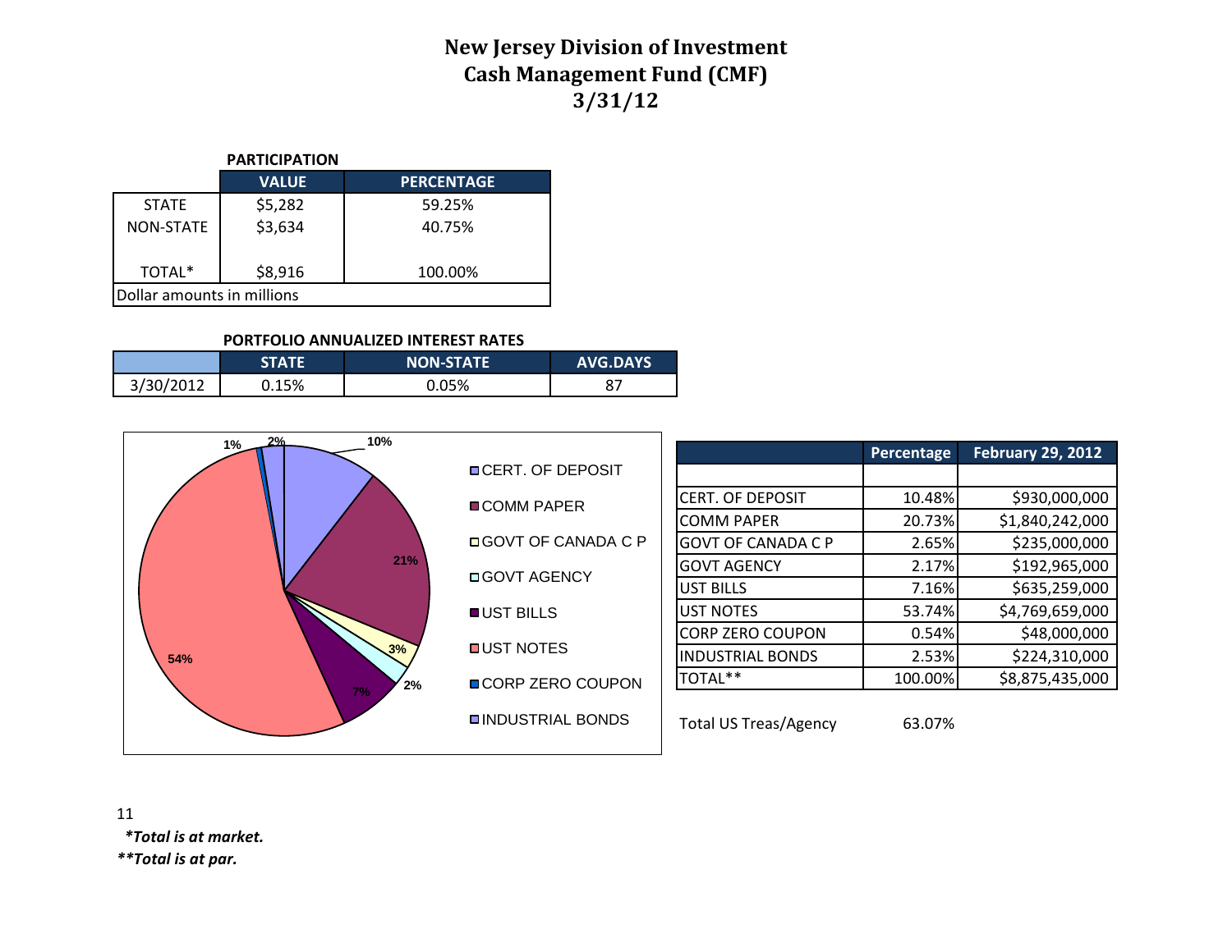# New Jersey Division of Investment
# Cash Management Fund (CMF)
# 3/31/12

**PARTICIPATION**

| | VALUE | PERCENTAGE |
|---|---|---|
| STATE | $5,282 | 59.25% |
| NON-STATE | $3,634 | 40.75% |
| TOTAL* | $8,916 | 100.00% |

Dollar amounts in millions

**PORTFOLIO ANNUALIZED INTEREST RATES**

| | STATE | NON-STATE | AVG.DAYS |
|---|---|---|---|
| 3/30/2012 | 0.15% | 0.05% | 87 |

CERT. OF DEPOSIT 10%, COMM PAPER 21%, GOVT OF CANADA C P 3%, GOVT AGENCY 2%, UST BILLS 7%, UST NOTES 54%, CORP ZERO COUPON 1%, INDUSTRIAL BONDS 2%

| | Percentage | February 29, 2012 |
|---|---|---|
| CERT. OF DEPOSIT | 10.48% | $930,000,000 |
| COMM PAPER | 20.73% | $1,840,242,000 |
| GOVT OF CANADA C P | 2.65% | $235,000,000 |
| GOVT AGENCY | 2.17% | $192,965,000 |
| UST BILLS | 7.16% | $635,259,000 |
| UST NOTES | 53.74% | $4,769,659,000 |
| CORP ZERO COUPON | 0.54% | $48,000,000 |
| INDUSTRIAL BONDS | 2.53% | $224,310,000 |
| TOTAL** | 100.00% | $8,875,435,000 |

Total US Treas/Agency 63.07%

*\*Total is at market.*

*\*\*Total is at par.*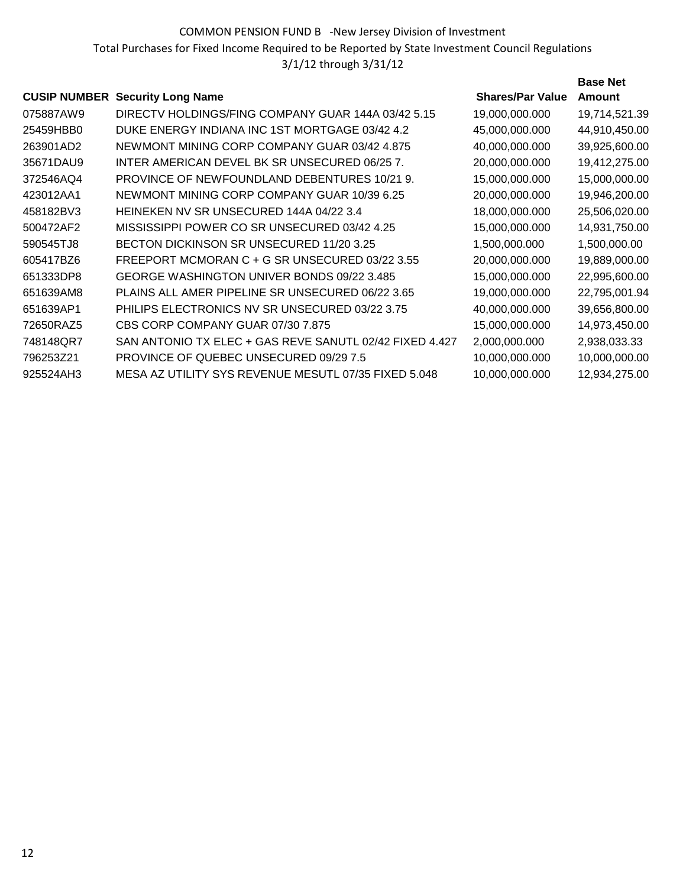COMMON PENSION FUND B -New Jersey Division of Investment
Total Purchases for Fixed Income Required to be Reported by State Investment Council Regulations
3/1/12 through 3/31/12

| CUSIP NUMBER | Security Long Name | Shares/Par Value | Base Net Amount |
|---|---|---|---|
| 075887AW9 | DIRECTV HOLDINGS/FING COMPANY GUAR 144A 03/42 5.15 | 19,000,000.000 | 19,714,521.39 |
| 25459HBB0 | DUKE ENERGY INDIANA INC 1ST MORTGAGE 03/42 4.2 | 45,000,000.000 | 44,910,450.00 |
| 263901AD2 | NEWMONT MINING CORP COMPANY GUAR 03/42 4.875 | 40,000,000.000 | 39,925,600.00 |
| 35671DAU9 | INTER AMERICAN DEVEL BK SR UNSECURED 06/25 7. | 20,000,000.000 | 19,412,275.00 |
| 372546AQ4 | PROVINCE OF NEWFOUNDLAND DEBENTURES 10/21 9. | 15,000,000.000 | 15,000,000.00 |
| 423012AA1 | NEWMONT MINING CORP COMPANY GUAR 10/39 6.25 | 20,000,000.000 | 19,946,200.00 |
| 458182BV3 | HEINEKEN NV SR UNSECURED 144A 04/22 3.4 | 18,000,000.000 | 25,506,020.00 |
| 500472AF2 | MISSISSIPPI POWER CO SR UNSECURED 03/42 4.25 | 15,000,000.000 | 14,931,750.00 |
| 590545TJ8 | BECTON DICKINSON SR UNSECURED 11/20 3.25 | 1,500,000.000 | 1,500,000.00 |
| 605417BZ6 | FREEPORT MCMORAN C + G SR UNSECURED 03/22 3.55 | 20,000,000.000 | 19,889,000.00 |
| 651333DP8 | GEORGE WASHINGTON UNIVER BONDS 09/22 3.485 | 15,000,000.000 | 22,995,600.00 |
| 651639AM8 | PLAINS ALL AMER PIPELINE SR UNSECURED 06/22 3.65 | 19,000,000.000 | 22,795,001.94 |
| 651639AP1 | PHILIPS ELECTRONICS NV SR UNSECURED 03/22 3.75 | 40,000,000.000 | 39,656,800.00 |
| 72650RAZ5 | CBS CORP COMPANY GUAR 07/30 7.875 | 15,000,000.000 | 14,973,450.00 |
| 748148QR7 | SAN ANTONIO TX ELEC + GAS REVE SANUTL 02/42 FIXED 4.427 | 2,000,000.000 | 2,938,033.33 |
| 796253Z21 | PROVINCE OF QUEBEC UNSECURED 09/29 7.5 | 10,000,000.000 | 10,000,000.00 |
| 925524AH3 | MESA AZ UTILITY SYS REVENUE MESUTL 07/35 FIXED 5.048 | 10,000,000.000 | 12,934,275.00 |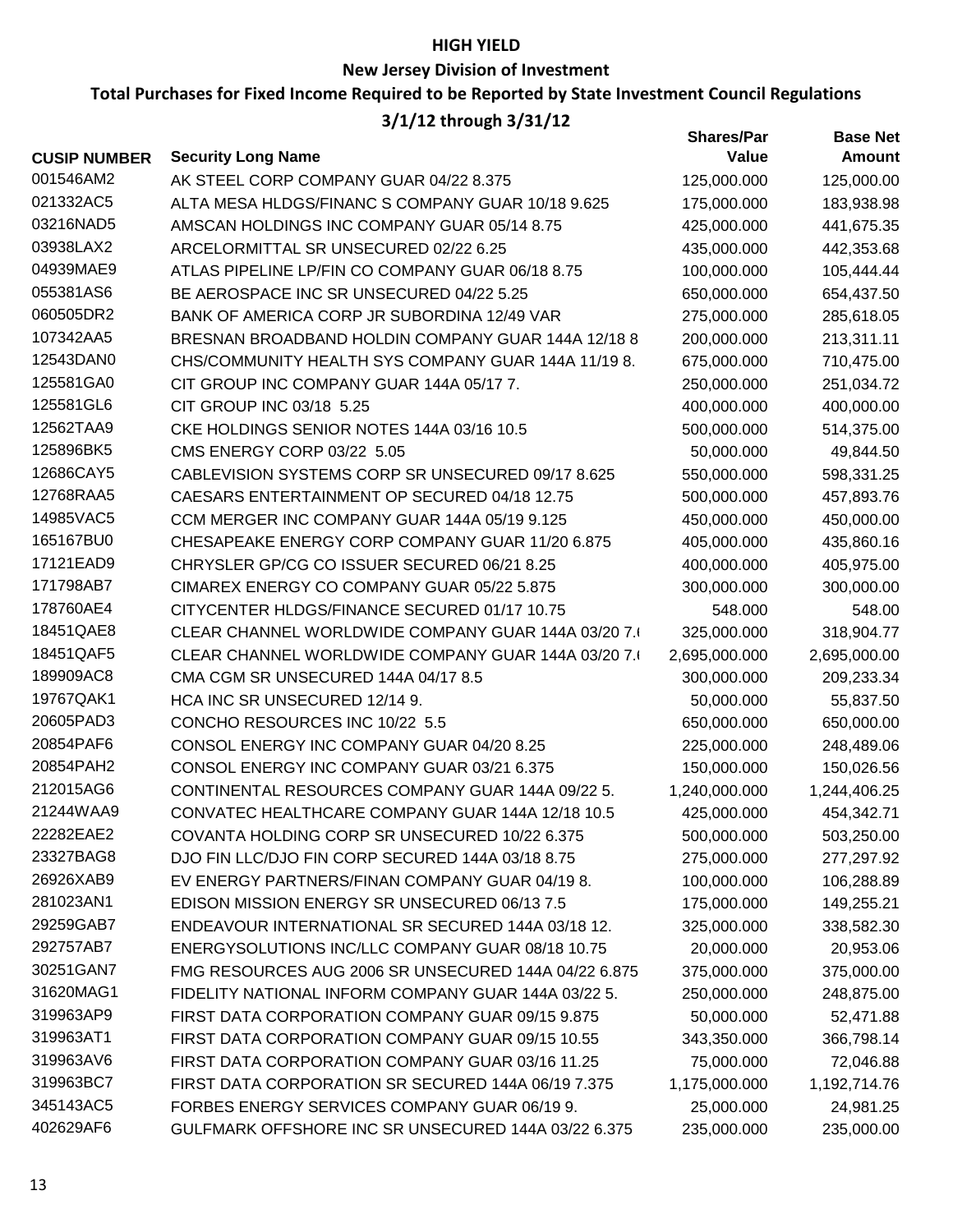# HIGH YIELD

## New Jersey Division of Investment

### Total Purchases for Fixed Income Required to be Reported by State Investment Council Regulations

### 3/1/12 through 3/31/12

| CUSIP NUMBER | Security Long Name | Shares/Par Value | Base Net Amount |
|---|---|---|---|
| 001546AM2 | AK STEEL CORP COMPANY GUAR 04/22 8.375 | 125,000.000 | 125,000.00 |
| 021332AC5 | ALTA MESA HLDGS/FINANC S COMPANY GUAR 10/18 9.625 | 175,000.000 | 183,938.98 |
| 03216NAD5 | AMSCAN HOLDINGS INC COMPANY GUAR 05/14 8.75 | 425,000.000 | 441,675.35 |
| 03938LAX2 | ARCELORMITTAL SR UNSECURED 02/22 6.25 | 435,000.000 | 442,353.68 |
| 04939MAE9 | ATLAS PIPELINE LP/FIN CO COMPANY GUAR 06/18 8.75 | 100,000.000 | 105,444.44 |
| 055381AS6 | BE AEROSPACE INC SR UNSECURED 04/22 5.25 | 650,000.000 | 654,437.50 |
| 060505DR2 | BANK OF AMERICA CORP JR SUBORDINA 12/49 VAR | 275,000.000 | 285,618.05 |
| 107342AA5 | BRESNAN BROADBAND HOLDIN COMPANY GUAR 144A 12/18 8 | 200,000.000 | 213,311.11 |
| 12543DAN0 | CHS/COMMUNITY HEALTH SYS COMPANY GUAR 144A 11/19 8. | 675,000.000 | 710,475.00 |
| 125581GA0 | CIT GROUP INC COMPANY GUAR 144A 05/17 7. | 250,000.000 | 251,034.72 |
| 125581GL6 | CIT GROUP INC 03/18 5.25 | 400,000.000 | 400,000.00 |
| 12562TAA9 | CKE HOLDINGS SENIOR NOTES 144A 03/16 10.5 | 500,000.000 | 514,375.00 |
| 125896BK5 | CMS ENERGY CORP 03/22 5.05 | 50,000.000 | 49,844.50 |
| 12686CAY5 | CABLEVISION SYSTEMS CORP SR UNSECURED 09/17 8.625 | 550,000.000 | 598,331.25 |
| 12768RAA5 | CAESARS ENTERTAINMENT OP SECURED 04/18 12.75 | 500,000.000 | 457,893.76 |
| 14985VAC5 | CCM MERGER INC COMPANY GUAR 144A 05/19 9.125 | 450,000.000 | 450,000.00 |
| 165167BU0 | CHESAPEAKE ENERGY CORP COMPANY GUAR 11/20 6.875 | 405,000.000 | 435,860.16 |
| 17121EAD9 | CHRYSLER GP/CG CO ISSUER SECURED 06/21 8.25 | 400,000.000 | 405,975.00 |
| 171798AB7 | CIMAREX ENERGY CO COMPANY GUAR 05/22 5.875 | 300,000.000 | 300,000.00 |
| 178760AE4 | CITYCENTER HLDGS/FINANCE SECURED 01/17 10.75 | 548.000 | 548.00 |
| 18451QAE8 | CLEAR CHANNEL WORLDWIDE COMPANY GUAR 144A 03/20 7.( | 325,000.000 | 318,904.77 |
| 18451QAF5 | CLEAR CHANNEL WORLDWIDE COMPANY GUAR 144A 03/20 7.( | 2,695,000.000 | 2,695,000.00 |
| 189909AC8 | CMA CGM SR UNSECURED 144A 04/17 8.5 | 300,000.000 | 209,233.34 |
| 19767QAK1 | HCA INC SR UNSECURED 12/14 9. | 50,000.000 | 55,837.50 |
| 20605PAD3 | CONCHO RESOURCES INC 10/22 5.5 | 650,000.000 | 650,000.00 |
| 20854PAF6 | CONSOL ENERGY INC COMPANY GUAR 04/20 8.25 | 225,000.000 | 248,489.06 |
| 20854PAH2 | CONSOL ENERGY INC COMPANY GUAR 03/21 6.375 | 150,000.000 | 150,026.56 |
| 212015AG6 | CONTINENTAL RESOURCES COMPANY GUAR 144A 09/22 5. | 1,240,000.000 | 1,244,406.25 |
| 21244WAA9 | CONVATEC HEALTHCARE COMPANY GUAR 144A 12/18 10.5 | 425,000.000 | 454,342.71 |
| 22282EAE2 | COVANTA HOLDING CORP SR UNSECURED 10/22 6.375 | 500,000.000 | 503,250.00 |
| 23327BAG8 | DJO FIN LLC/DJO FIN CORP SECURED 144A 03/18 8.75 | 275,000.000 | 277,297.92 |
| 26926XAB9 | EV ENERGY PARTNERS/FINAN COMPANY GUAR 04/19 8. | 100,000.000 | 106,288.89 |
| 281023AN1 | EDISON MISSION ENERGY SR UNSECURED 06/13 7.5 | 175,000.000 | 149,255.21 |
| 29259GAB7 | ENDEAVOUR INTERNATIONAL SR SECURED 144A 03/18 12. | 325,000.000 | 338,582.30 |
| 292757AB7 | ENERGYSOLUTIONS INC/LLC COMPANY GUAR 08/18 10.75 | 20,000.000 | 20,953.06 |
| 30251GAN7 | FMG RESOURCES AUG 2006 SR UNSECURED 144A 04/22 6.875 | 375,000.000 | 375,000.00 |
| 31620MAG1 | FIDELITY NATIONAL INFORM COMPANY GUAR 144A 03/22 5. | 250,000.000 | 248,875.00 |
| 319963AP9 | FIRST DATA CORPORATION COMPANY GUAR 09/15 9.875 | 50,000.000 | 52,471.88 |
| 319963AT1 | FIRST DATA CORPORATION COMPANY GUAR 09/15 10.55 | 343,350.000 | 366,798.14 |
| 319963AV6 | FIRST DATA CORPORATION COMPANY GUAR 03/16 11.25 | 75,000.000 | 72,046.88 |
| 319963BC7 | FIRST DATA CORPORATION SR SECURED 144A 06/19 7.375 | 1,175,000.000 | 1,192,714.76 |
| 345143AC5 | FORBES ENERGY SERVICES COMPANY GUAR 06/19 9. | 25,000.000 | 24,981.25 |
| 402629AF6 | GULFMARK OFFSHORE INC SR UNSECURED 144A 03/22 6.375 | 235,000.000 | 235,000.00 |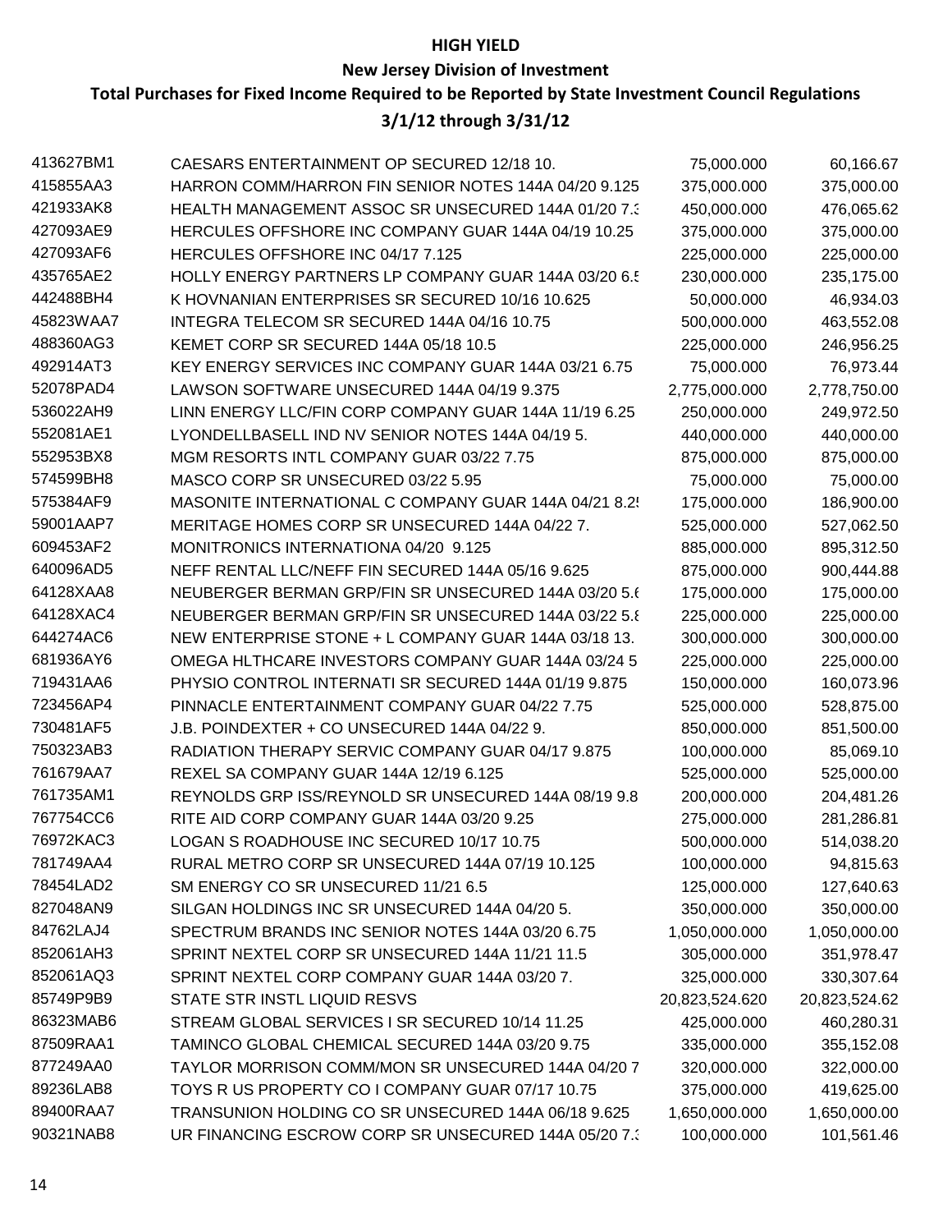**HIGH YIELD**

**New Jersey Division of Investment**

**Total Purchases for Fixed Income Required to be Reported by State Investment Council Regulations**

**3/1/12 through 3/31/12**

| | | | |
|---|---|---|---|
| 413627BM1 | CAESARS ENTERTAINMENT OP SECURED 12/18 10. | 75,000.000 | 60,166.67 |
| 415855AA3 | HARRON COMM/HARRON FIN SENIOR NOTES 144A 04/20 9.125 | 375,000.000 | 375,000.00 |
| 421933AK8 | HEALTH MANAGEMENT ASSOC SR UNSECURED 144A 01/20 7.3 | 450,000.000 | 476,065.62 |
| 427093AE9 | HERCULES OFFSHORE INC COMPANY GUAR 144A 04/19 10.25 | 375,000.000 | 375,000.00 |
| 427093AF6 | HERCULES OFFSHORE INC 04/17 7.125 | 225,000.000 | 225,000.00 |
| 435765AE2 | HOLLY ENERGY PARTNERS LP COMPANY GUAR 144A 03/20 6.5 | 230,000.000 | 235,175.00 |
| 442488BH4 | K HOVNANIAN ENTERPRISES SR SECURED 10/16 10.625 | 50,000.000 | 46,934.03 |
| 45823WAA7 | INTEGRA TELECOM SR SECURED 144A 04/16 10.75 | 500,000.000 | 463,552.08 |
| 488360AG3 | KEMET CORP SR SECURED 144A 05/18 10.5 | 225,000.000 | 246,956.25 |
| 492914AT3 | KEY ENERGY SERVICES INC COMPANY GUAR 144A 03/21 6.75 | 75,000.000 | 76,973.44 |
| 52078PAD4 | LAWSON SOFTWARE UNSECURED 144A 04/19 9.375 | 2,775,000.000 | 2,778,750.00 |
| 536022AH9 | LINN ENERGY LLC/FIN CORP COMPANY GUAR 144A 11/19 6.25 | 250,000.000 | 249,972.50 |
| 552081AE1 | LYONDELLBASELL IND NV SENIOR NOTES 144A 04/19 5. | 440,000.000 | 440,000.00 |
| 552953BX8 | MGM RESORTS INTL COMPANY GUAR 03/22 7.75 | 875,000.000 | 875,000.00 |
| 574599BH8 | MASCO CORP SR UNSECURED 03/22 5.95 | 75,000.000 | 75,000.00 |
| 575384AF9 | MASONITE INTERNATIONAL C COMPANY GUAR 144A 04/21 8.25 | 175,000.000 | 186,900.00 |
| 59001AAP7 | MERITAGE HOMES CORP SR UNSECURED 144A 04/22 7. | 525,000.000 | 527,062.50 |
| 609453AF2 | MONITRONICS INTERNATIONA 04/20 9.125 | 885,000.000 | 895,312.50 |
| 640096AD5 | NEFF RENTAL LLC/NEFF FIN SECURED 144A 05/16 9.625 | 875,000.000 | 900,444.88 |
| 64128XAA8 | NEUBERGER BERMAN GRP/FIN SR UNSECURED 144A 03/20 5.6 | 175,000.000 | 175,000.00 |
| 64128XAC4 | NEUBERGER BERMAN GRP/FIN SR UNSECURED 144A 03/22 5.8 | 225,000.000 | 225,000.00 |
| 644274AC6 | NEW ENTERPRISE STONE + L COMPANY GUAR 144A 03/18 13. | 300,000.000 | 300,000.00 |
| 681936AY6 | OMEGA HLTHCARE INVESTORS COMPANY GUAR 144A 03/24 5 | 225,000.000 | 225,000.00 |
| 719431AA6 | PHYSIO CONTROL INTERNATI SR SECURED 144A 01/19 9.875 | 150,000.000 | 160,073.96 |
| 723456AP4 | PINNACLE ENTERTAINMENT COMPANY GUAR 04/22 7.75 | 525,000.000 | 528,875.00 |
| 730481AF5 | J.B. POINDEXTER + CO UNSECURED 144A 04/22 9. | 850,000.000 | 851,500.00 |
| 750323AB3 | RADIATION THERAPY SERVIC COMPANY GUAR 04/17 9.875 | 100,000.000 | 85,069.10 |
| 761679AA7 | REXEL SA COMPANY GUAR 144A 12/19 6.125 | 525,000.000 | 525,000.00 |
| 761735AM1 | REYNOLDS GRP ISS/REYNOLD SR UNSECURED 144A 08/19 9.8 | 200,000.000 | 204,481.26 |
| 767754CC6 | RITE AID CORP COMPANY GUAR 144A 03/20 9.25 | 275,000.000 | 281,286.81 |
| 76972KAC3 | LOGAN S ROADHOUSE INC SECURED 10/17 10.75 | 500,000.000 | 514,038.20 |
| 781749AA4 | RURAL METRO CORP SR UNSECURED 144A 07/19 10.125 | 100,000.000 | 94,815.63 |
| 78454LAD2 | SM ENERGY CO SR UNSECURED 11/21 6.5 | 125,000.000 | 127,640.63 |
| 827048AN9 | SILGAN HOLDINGS INC SR UNSECURED 144A 04/20 5. | 350,000.000 | 350,000.00 |
| 84762LAJ4 | SPECTRUM BRANDS INC SENIOR NOTES 144A 03/20 6.75 | 1,050,000.000 | 1,050,000.00 |
| 852061AH3 | SPRINT NEXTEL CORP SR UNSECURED 144A 11/21 11.5 | 305,000.000 | 351,978.47 |
| 852061AQ3 | SPRINT NEXTEL CORP COMPANY GUAR 144A 03/20 7. | 325,000.000 | 330,307.64 |
| 85749P9B9 | STATE STR INSTL LIQUID RESVS | 20,823,524.620 | 20,823,524.62 |
| 86323MAB6 | STREAM GLOBAL SERVICES I SR SECURED 10/14 11.25 | 425,000.000 | 460,280.31 |
| 87509RAA1 | TAMINCO GLOBAL CHEMICAL SECURED 144A 03/20 9.75 | 335,000.000 | 355,152.08 |
| 877249AA0 | TAYLOR MORRISON COMM/MON SR UNSECURED 144A 04/20 7 | 320,000.000 | 322,000.00 |
| 89236LAB8 | TOYS R US PROPERTY CO I COMPANY GUAR 07/17 10.75 | 375,000.000 | 419,625.00 |
| 89400RAA7 | TRANSUNION HOLDING CO SR UNSECURED 144A 06/18 9.625 | 1,650,000.000 | 1,650,000.00 |
| 90321NAB8 | UR FINANCING ESCROW CORP SR UNSECURED 144A 05/20 7.3 | 100,000.000 | 101,561.46 |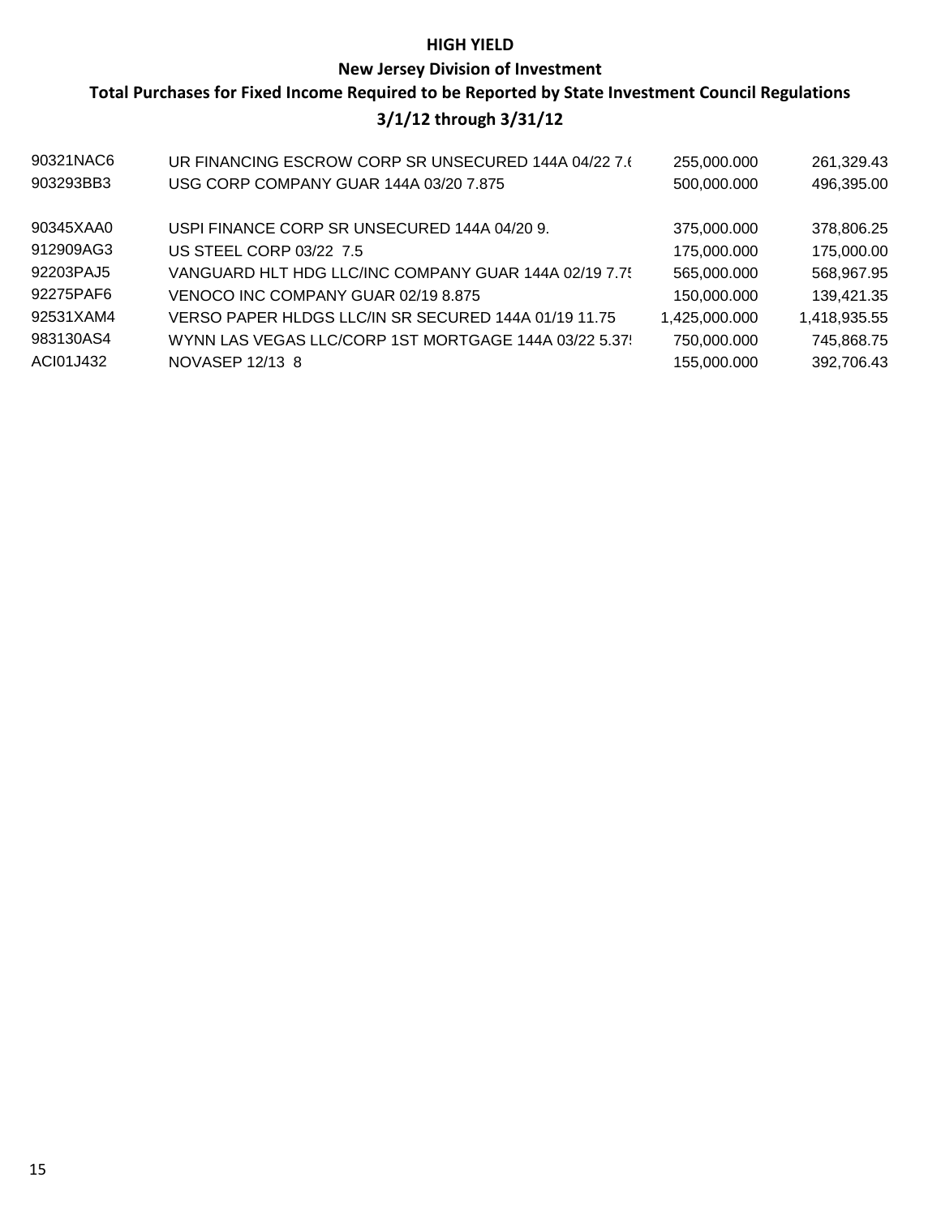**HIGH YIELD**

**New Jersey Division of Investment**

**Total Purchases for Fixed Income Required to be Reported by State Investment Council Regulations**

**3/1/12 through 3/31/12**

| | | | |
|---|---|---|---|
| 90321NAC6 | UR FINANCING ESCROW CORP SR UNSECURED 144A 04/22 7.6 | 255,000.000 | 261,329.43 |
| 903293BB3 | USG CORP COMPANY GUAR 144A 03/20 7.875 | 500,000.000 | 496,395.00 |
| 90345XAA0 | USPI FINANCE CORP SR UNSECURED 144A 04/20 9. | 375,000.000 | 378,806.25 |
| 912909AG3 | US STEEL CORP 03/22 7.5 | 175,000.000 | 175,000.00 |
| 92203PAJ5 | VANGUARD HLT HDG LLC/INC COMPANY GUAR 144A 02/19 7.75 | 565,000.000 | 568,967.95 |
| 92275PAF6 | VENOCO INC COMPANY GUAR 02/19 8.875 | 150,000.000 | 139,421.35 |
| 92531XAM4 | VERSO PAPER HLDGS LLC/IN SR SECURED 144A 01/19 11.75 | 1,425,000.000 | 1,418,935.55 |
| 983130AS4 | WYNN LAS VEGAS LLC/CORP 1ST MORTGAGE 144A 03/22 5.375 | 750,000.000 | 745,868.75 |
| ACI01J432 | NOVASEP 12/13 8 | 155,000.000 | 392,706.43 |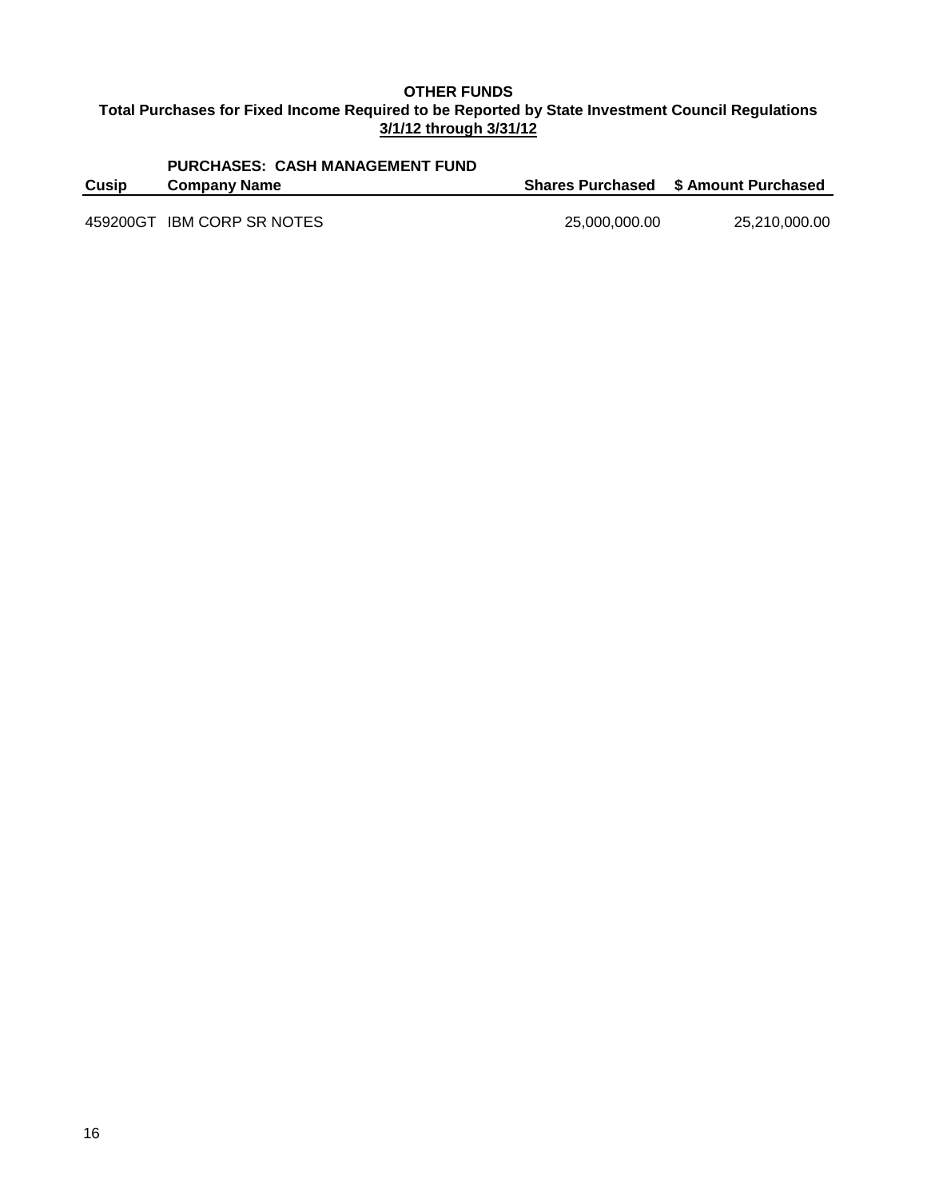**OTHER FUNDS**

**Total Purchases for Fixed Income Required to be Reported by State Investment Council Regulations**

**3/1/12 through 3/31/12**

**PURCHASES: CASH MANAGEMENT FUND**

| Cusip | Company Name | Shares Purchased | $ Amount Purchased |
|---|---|---|---|
| 459200GT | IBM CORP SR NOTES | 25,000,000.00 | 25,210,000.00 |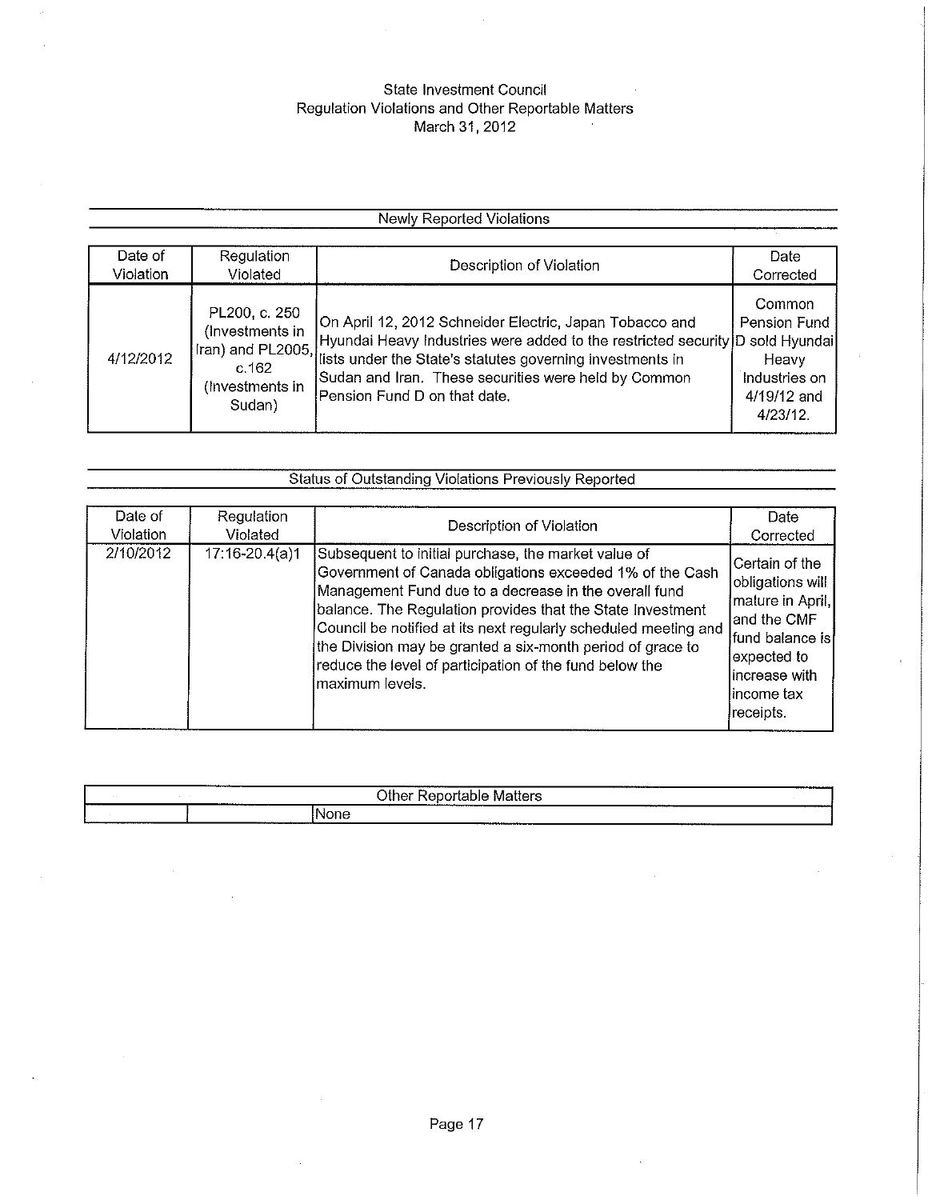# State Investment Council
## Regulation Violations and Other Reportable Matters
### March 31, 2012

#### Newly Reported Violations

| Date of Violation | Regulation Violated | Description of Violation | Date Corrected |
|---|---|---|---|
| 4/12/2012 | PL200, c. 250 (Investments in Iran) and PL2005, c.162 (Investments in Sudan) | On April 12, 2012 Schneider Electric, Japan Tobacco and Hyundai Heavy Industries were added to the restricted security lists under the State's statutes governing investments in Sudan and Iran. These securities were held by Common Pension Fund D on that date. | Common Pension Fund D sold Hyundai Heavy Industries on 4/19/12 and 4/23/12. |

#### Status of Outstanding Violations Previously Reported

| Date of Violation | Regulation Violated | Description of Violation | Date Corrected |
|---|---|---|---|
| 2/10/2012 | 17:16-20.4(a)1 | Subsequent to initial purchase, the market value of Government of Canada obligations exceeded 1% of the Cash Management Fund due to a decrease in the overall fund balance. The Regulation provides that the State Investment Council be notified at its next regularly scheduled meeting and the Division may be granted a six-month period of grace to reduce the level of participation of the fund below the maximum levels. | Certain of the obligations will mature in April, and the CMF fund balance is expected to increase with income tax receipts. |

#### Other Reportable Matters

| | | |
|---|---|---|
| | | None |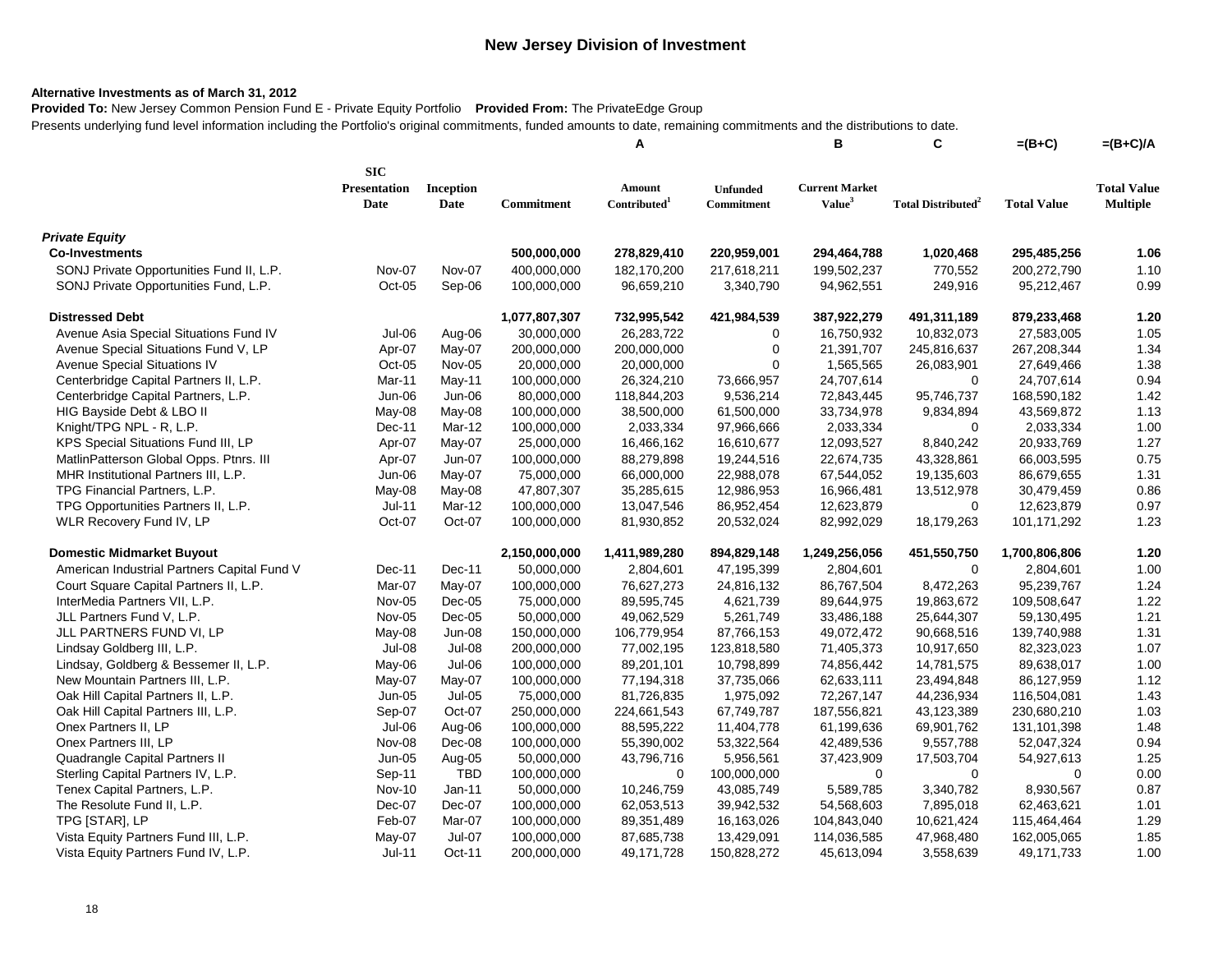## New Jersey Division of Investment

**Alternative Investments as of March 31, 2012**

**Provided To:** New Jersey Common Pension Fund E - Private Equity Portfolio **Provided From:** The PrivateEdge Group

Presents underlying fund level information including the Portfolio's original commitments, funded amounts to date, remaining commitments and the distributions to date.

| | SIC Presentation Date | Inception Date | Commitment | A<br>Amount Contributed[1] | Unfunded Commitment | B<br>Current Market Value[3] | C<br>Total Distributed[2] | =(B+C)<br>Total Value | =(B+C)/A<br>Total Value Multiple |
|---|---|---|---|---|---|---|---|---|---|
| ***Private Equity*** | | | | | | | | | |
| **Co-Investments** | | | **500,000,000** | **278,829,410** | **220,959,001** | **294,464,788** | **1,020,468** | **295,485,256** | **1.06** |
| SONJ Private Opportunities Fund II, L.P. | Nov-07 | Nov-07 | 400,000,000 | 182,170,200 | 217,618,211 | 199,502,237 | 770,552 | 200,272,790 | 1.10 |
| SONJ Private Opportunities Fund, L.P. | Oct-05 | Sep-06 | 100,000,000 | 96,659,210 | 3,340,790 | 94,962,551 | 249,916 | 95,212,467 | 0.99 |
| **Distressed Debt** | | | **1,077,807,307** | **732,995,542** | **421,984,539** | **387,922,279** | **491,311,189** | **879,233,468** | **1.20** |
| Avenue Asia Special Situations Fund IV | Jul-06 | Aug-06 | 30,000,000 | 26,283,722 | 0 | 16,750,932 | 10,832,073 | 27,583,005 | 1.05 |
| Avenue Special Situations Fund V, LP | Apr-07 | May-07 | 200,000,000 | 200,000,000 | 0 | 21,391,707 | 245,816,637 | 267,208,344 | 1.34 |
| Avenue Special Situations IV | Oct-05 | Nov-05 | 20,000,000 | 20,000,000 | 0 | 1,565,565 | 26,083,901 | 27,649,466 | 1.38 |
| Centerbridge Capital Partners II, L.P. | Mar-11 | May-11 | 100,000,000 | 26,324,210 | 73,666,957 | 24,707,614 | 0 | 24,707,614 | 0.94 |
| Centerbridge Capital Partners, L.P. | Jun-06 | Jun-06 | 80,000,000 | 118,844,203 | 9,536,214 | 72,843,445 | 95,746,737 | 168,590,182 | 1.42 |
| HIG Bayside Debt & LBO II | May-08 | May-08 | 100,000,000 | 38,500,000 | 61,500,000 | 33,734,978 | 9,834,894 | 43,569,872 | 1.13 |
| Knight/TPG NPL - R, L.P. | Dec-11 | Mar-12 | 100,000,000 | 2,033,334 | 97,966,666 | 2,033,334 | 0 | 2,033,334 | 1.00 |
| KPS Special Situations Fund III, LP | Apr-07 | May-07 | 25,000,000 | 16,466,162 | 16,610,677 | 12,093,527 | 8,840,242 | 20,933,769 | 1.27 |
| MatlinPatterson Global Opps. Ptnrs. III | Apr-07 | Jun-07 | 100,000,000 | 88,279,898 | 19,244,516 | 22,674,735 | 43,328,861 | 66,003,595 | 0.75 |
| MHR Institutional Partners III, L.P. | Jun-06 | May-07 | 75,000,000 | 66,000,000 | 22,988,078 | 67,544,052 | 19,135,603 | 86,679,655 | 1.31 |
| TPG Financial Partners, L.P. | May-08 | May-08 | 47,807,307 | 35,285,615 | 12,986,953 | 16,966,481 | 13,512,978 | 30,479,459 | 0.86 |
| TPG Opportunities Partners II, L.P. | Jul-11 | Mar-12 | 100,000,000 | 13,047,546 | 86,952,454 | 12,623,879 | 0 | 12,623,879 | 0.97 |
| WLR Recovery Fund IV, LP | Oct-07 | Oct-07 | 100,000,000 | 81,930,852 | 20,532,024 | 82,992,029 | 18,179,263 | 101,171,292 | 1.23 |
| **Domestic Midmarket Buyout** | | | **2,150,000,000** | **1,411,989,280** | **894,829,148** | **1,249,256,056** | **451,550,750** | **1,700,806,806** | **1.20** |
| American Industrial Partners Capital Fund V | Dec-11 | Dec-11 | 50,000,000 | 2,804,601 | 47,195,399 | 2,804,601 | 0 | 2,804,601 | 1.00 |
| Court Square Capital Partners II, L.P. | Mar-07 | May-07 | 100,000,000 | 76,627,273 | 24,816,132 | 86,767,504 | 8,472,263 | 95,239,767 | 1.24 |
| InterMedia Partners VII, L.P. | Nov-05 | Dec-05 | 75,000,000 | 89,595,745 | 4,621,739 | 89,644,975 | 19,863,672 | 109,508,647 | 1.22 |
| JLL Partners Fund V, L.P. | Nov-05 | Dec-05 | 50,000,000 | 49,062,529 | 5,261,749 | 33,486,188 | 25,644,307 | 59,130,495 | 1.21 |
| JLL PARTNERS FUND VI, LP | May-08 | Jun-08 | 150,000,000 | 106,779,954 | 87,766,153 | 49,072,472 | 90,668,516 | 139,740,988 | 1.31 |
| Lindsay Goldberg III, L.P. | Jul-08 | Jul-08 | 200,000,000 | 77,002,195 | 123,818,580 | 71,405,373 | 10,917,650 | 82,323,023 | 1.07 |
| Lindsay, Goldberg & Bessemer II, L.P. | May-06 | Jul-06 | 100,000,000 | 89,201,101 | 10,798,899 | 74,856,442 | 14,781,575 | 89,638,017 | 1.00 |
| New Mountain Partners III, L.P. | May-07 | May-07 | 100,000,000 | 77,194,318 | 37,735,066 | 62,633,111 | 23,494,848 | 86,127,959 | 1.12 |
| Oak Hill Capital Partners II, L.P. | Jun-05 | Jul-05 | 75,000,000 | 81,726,835 | 1,975,092 | 72,267,147 | 44,236,934 | 116,504,081 | 1.43 |
| Oak Hill Capital Partners III, L.P. | Sep-07 | Oct-07 | 250,000,000 | 224,661,543 | 67,749,787 | 187,556,821 | 43,123,389 | 230,680,210 | 1.03 |
| Onex Partners II, LP | Jul-06 | Aug-06 | 100,000,000 | 88,595,222 | 11,404,778 | 61,199,636 | 69,901,762 | 131,101,398 | 1.48 |
| Onex Partners III, LP | Nov-08 | Dec-08 | 100,000,000 | 55,390,002 | 53,322,564 | 42,489,536 | 9,557,788 | 52,047,324 | 0.94 |
| Quadrangle Capital Partners II | Jun-05 | Aug-05 | 50,000,000 | 43,796,716 | 5,956,561 | 37,423,909 | 17,503,704 | 54,927,613 | 1.25 |
| Sterling Capital Partners IV, L.P. | Sep-11 | TBD | 100,000,000 | 0 | 100,000,000 | 0 | 0 | 0 | 0.00 |
| Tenex Capital Partners, L.P. | Nov-10 | Jan-11 | 50,000,000 | 10,246,759 | 43,085,749 | 5,589,785 | 3,340,782 | 8,930,567 | 0.87 |
| The Resolute Fund II, L.P. | Dec-07 | Dec-07 | 100,000,000 | 62,053,513 | 39,942,532 | 54,568,603 | 7,895,018 | 62,463,621 | 1.01 |
| TPG [STAR], LP | Feb-07 | Mar-07 | 100,000,000 | 89,351,489 | 16,163,026 | 104,843,040 | 10,621,424 | 115,464,464 | 1.29 |
| Vista Equity Partners Fund III, L.P. | May-07 | Jul-07 | 100,000,000 | 87,685,738 | 13,429,091 | 114,036,585 | 47,968,480 | 162,005,065 | 1.85 |
| Vista Equity Partners Fund IV, L.P. | Jul-11 | Oct-11 | 200,000,000 | 49,171,728 | 150,828,272 | 45,613,094 | 3,558,639 | 49,171,733 | 1.00 |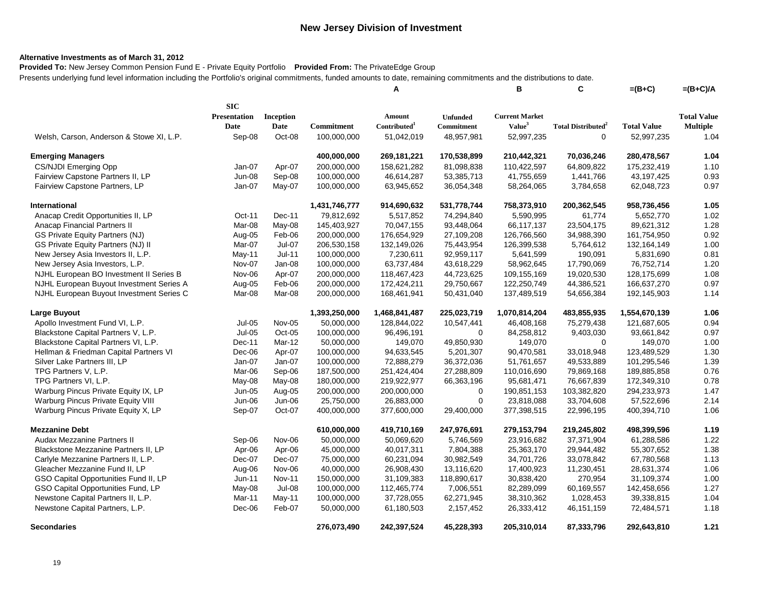## New Jersey Division of Investment

**Alternative Investments as of March 31, 2012**

**Provided To:** New Jersey Common Pension Fund E - Private Equity Portfolio **Provided From:** The PrivateEdge Group

Presents underlying fund level information including the Portfolio's original commitments, funded amounts to date, remaining commitments and the distributions to date.

| | | | | A | | B | C | =(B+C) | =(B+C)/A |
|---|---|---|---|---|---|---|---|---|---|
| | SIC Presentation Date | Inception Date | Commitment | Amount Contributed[1] | Unfunded Commitment | Current Market Value[3] | Total Distributed[2] | Total Value | Total Value Multiple |
| Welsh, Carson, Anderson & Stowe XI, L.P. | Sep-08 | Oct-08 | 100,000,000 | 51,042,019 | 48,957,981 | 52,997,235 | 0 | 52,997,235 | 1.04 |
| **Emerging Managers** | | | **400,000,000** | **269,181,221** | **170,538,899** | **210,442,321** | **70,036,246** | **280,478,567** | **1.04** |
| CS/NJDI Emerging Opp | Jan-07 | Apr-07 | 200,000,000 | 158,621,282 | 81,098,838 | 110,422,597 | 64,809,822 | 175,232,419 | 1.10 |
| Fairview Capstone Partners II, LP | Jun-08 | Sep-08 | 100,000,000 | 46,614,287 | 53,385,713 | 41,755,659 | 1,441,766 | 43,197,425 | 0.93 |
| Fairview Capstone Partners, LP | Jan-07 | May-07 | 100,000,000 | 63,945,652 | 36,054,348 | 58,264,065 | 3,784,658 | 62,048,723 | 0.97 |
| **International** | | | **1,431,746,777** | **914,690,632** | **531,778,744** | **758,373,910** | **200,362,545** | **958,736,456** | **1.05** |
| Anacap Credit Opportunities II, LP | Oct-11 | Dec-11 | 79,812,692 | 5,517,852 | 74,294,840 | 5,590,995 | 61,774 | 5,652,770 | 1.02 |
| Anacap Financial Partners II | Mar-08 | May-08 | 145,403,927 | 70,047,155 | 93,448,064 | 66,117,137 | 23,504,175 | 89,621,312 | 1.28 |
| GS Private Equity Partners (NJ) | Aug-05 | Feb-06 | 200,000,000 | 176,654,929 | 27,109,208 | 126,766,560 | 34,988,390 | 161,754,950 | 0.92 |
| GS Private Equity Partners (NJ) II | Mar-07 | Jul-07 | 206,530,158 | 132,149,026 | 75,443,954 | 126,399,538 | 5,764,612 | 132,164,149 | 1.00 |
| New Jersey Asia Investors II, L.P. | May-11 | Jul-11 | 100,000,000 | 7,230,611 | 92,959,117 | 5,641,599 | 190,091 | 5,831,690 | 0.81 |
| New Jersey Asia Investors, L.P. | Nov-07 | Jan-08 | 100,000,000 | 63,737,484 | 43,618,229 | 58,962,645 | 17,790,069 | 76,752,714 | 1.20 |
| NJHL European BO Investment II Series B | Nov-06 | Apr-07 | 200,000,000 | 118,467,423 | 44,723,625 | 109,155,169 | 19,020,530 | 128,175,699 | 1.08 |
| NJHL European Buyout Investment Series A | Aug-05 | Feb-06 | 200,000,000 | 172,424,211 | 29,750,667 | 122,250,749 | 44,386,521 | 166,637,270 | 0.97 |
| NJHL European Buyout Investment Series C | Mar-08 | Mar-08 | 200,000,000 | 168,461,941 | 50,431,040 | 137,489,519 | 54,656,384 | 192,145,903 | 1.14 |
| **Large Buyout** | | | **1,393,250,000** | **1,468,841,487** | **225,023,719** | **1,070,814,204** | **483,855,935** | **1,554,670,139** | **1.06** |
| Apollo Investment Fund VI, L.P. | Jul-05 | Nov-05 | 50,000,000 | 128,844,022 | 10,547,441 | 46,408,168 | 75,279,438 | 121,687,605 | 0.94 |
| Blackstone Capital Partners V, L.P. | Jul-05 | Oct-05 | 100,000,000 | 96,496,191 | 0 | 84,258,812 | 9,403,030 | 93,661,842 | 0.97 |
| Blackstone Capital Partners VI, L.P. | Dec-11 | Mar-12 | 50,000,000 | 149,070 | 49,850,930 | 149,070 | 0 | 149,070 | 1.00 |
| Hellman & Friedman Capital Partners VI | Dec-06 | Apr-07 | 100,000,000 | 94,633,545 | 5,201,307 | 90,470,581 | 33,018,948 | 123,489,529 | 1.30 |
| Silver Lake Partners III, LP | Jan-07 | Jan-07 | 100,000,000 | 72,888,279 | 36,372,036 | 51,761,657 | 49,533,889 | 101,295,546 | 1.39 |
| TPG Partners V, L.P. | Mar-06 | Sep-06 | 187,500,000 | 251,424,404 | 27,288,809 | 110,016,690 | 79,869,168 | 189,885,858 | 0.76 |
| TPG Partners VI, L.P. | May-08 | May-08 | 180,000,000 | 219,922,977 | 66,363,196 | 95,681,471 | 76,667,839 | 172,349,310 | 0.78 |
| Warburg Pincus Private Equity IX, LP | Jun-05 | Aug-05 | 200,000,000 | 200,000,000 | 0 | 190,851,153 | 103,382,820 | 294,233,973 | 1.47 |
| Warburg Pincus Private Equity VIII | Jun-06 | Jun-06 | 25,750,000 | 26,883,000 | 0 | 23,818,088 | 33,704,608 | 57,522,696 | 2.14 |
| Warburg Pincus Private Equity X, LP | Sep-07 | Oct-07 | 400,000,000 | 377,600,000 | 29,400,000 | 377,398,515 | 22,996,195 | 400,394,710 | 1.06 |
| **Mezzanine Debt** | | | **610,000,000** | **419,710,169** | **247,976,691** | **279,153,794** | **219,245,802** | **498,399,596** | **1.19** |
| Audax Mezzanine Partners II | Sep-06 | Nov-06 | 50,000,000 | 50,069,620 | 5,746,569 | 23,916,682 | 37,371,904 | 61,288,586 | 1.22 |
| Blackstone Mezzanine Partners II, LP | Apr-06 | Apr-06 | 45,000,000 | 40,017,311 | 7,804,388 | 25,363,170 | 29,944,482 | 55,307,652 | 1.38 |
| Carlyle Mezzanine Partners II, L.P. | Dec-07 | Dec-07 | 75,000,000 | 60,231,094 | 30,982,549 | 34,701,726 | 33,078,842 | 67,780,568 | 1.13 |
| Gleacher Mezzanine Fund II, LP | Aug-06 | Nov-06 | 40,000,000 | 26,908,430 | 13,116,620 | 17,400,923 | 11,230,451 | 28,631,374 | 1.06 |
| GSO Capital Opportunities Fund II, LP | Jun-11 | Nov-11 | 150,000,000 | 31,109,383 | 118,890,617 | 30,838,420 | 270,954 | 31,109,374 | 1.00 |
| GSO Capital Opportunities Fund, LP | May-08 | Jul-08 | 100,000,000 | 112,465,774 | 7,006,551 | 82,289,099 | 60,169,557 | 142,458,656 | 1.27 |
| Newstone Capital Partners II, L.P. | Mar-11 | May-11 | 100,000,000 | 37,728,055 | 62,271,945 | 38,310,362 | 1,028,453 | 39,338,815 | 1.04 |
| Newstone Capital Partners, L.P. | Dec-06 | Feb-07 | 50,000,000 | 61,180,503 | 2,157,452 | 26,333,412 | 46,151,159 | 72,484,571 | 1.18 |
| **Secondaries** | | | **276,073,490** | **242,397,524** | **45,228,393** | **205,310,014** | **87,333,796** | **292,643,810** | **1.21** |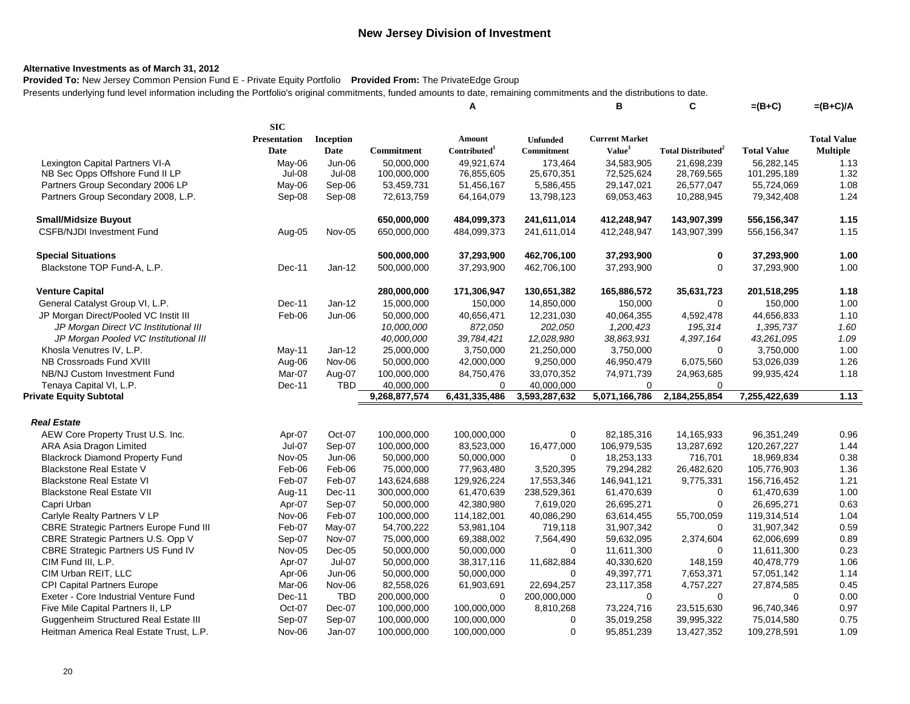## New Jersey Division of Investment

**Alternative Investments as of March 31, 2012**

**Provided To:** New Jersey Common Pension Fund E - Private Equity Portfolio **Provided From:** The PrivateEdge Group

Presents underlying fund level information including the Portfolio's original commitments, funded amounts to date, remaining commitments and the distributions to date.

| | | | | A | | B | C | =(B+C) | =(B+C)/A |
|---|---|---|---|---|---|---|---|---|---|
| | SIC Presentation Date | Inception Date | Commitment | Amount Contributed[1] | Unfunded Commitment | Current Market Value[3] | Total Distributed[2] | Total Value | Total Value Multiple |
| Lexington Capital Partners VI-A | May-06 | Jun-06 | 50,000,000 | 49,921,674 | 173,464 | 34,583,905 | 21,698,239 | 56,282,145 | 1.13 |
| NB Sec Opps Offshore Fund II LP | Jul-08 | Jul-08 | 100,000,000 | 76,855,605 | 25,670,351 | 72,525,624 | 28,769,565 | 101,295,189 | 1.32 |
| Partners Group Secondary 2006 LP | May-06 | Sep-06 | 53,459,731 | 51,456,167 | 5,586,455 | 29,147,021 | 26,577,047 | 55,724,069 | 1.08 |
| Partners Group Secondary 2008, L.P. | Sep-08 | Sep-08 | 72,613,759 | 64,164,079 | 13,798,123 | 69,053,463 | 10,288,945 | 79,342,408 | 1.24 |
| **Small/Midsize Buyout** | | | **650,000,000** | **484,099,373** | **241,611,014** | **412,248,947** | **143,907,399** | **556,156,347** | **1.15** |
| CSFB/NJDI Investment Fund | Aug-05 | Nov-05 | 650,000,000 | 484,099,373 | 241,611,014 | 412,248,947 | 143,907,399 | 556,156,347 | 1.15 |
| **Special Situations** | | | **500,000,000** | **37,293,900** | **462,706,100** | **37,293,900** | **0** | **37,293,900** | **1.00** |
| Blackstone TOP Fund-A, L.P. | Dec-11 | Jan-12 | 500,000,000 | 37,293,900 | 462,706,100 | 37,293,900 | 0 | 37,293,900 | 1.00 |
| **Venture Capital** | | | **280,000,000** | **171,306,947** | **130,651,382** | **165,886,572** | **35,631,723** | **201,518,295** | **1.18** |
| General Catalyst Group VI, L.P. | Dec-11 | Jan-12 | 15,000,000 | 150,000 | 14,850,000 | 150,000 | 0 | 150,000 | 1.00 |
| JP Morgan Direct/Pooled VC Instit III | Feb-06 | Jun-06 | 50,000,000 | 40,656,471 | 12,231,030 | 40,064,355 | 4,592,478 | 44,656,833 | 1.10 |
| *JP Morgan Direct VC Institutional III* | | | *10,000,000* | *872,050* | *202,050* | *1,200,423* | *195,314* | *1,395,737* | *1.60* |
| *JP Morgan Pooled VC Institutional III* | | | *40,000,000* | *39,784,421* | *12,028,980* | *38,863,931* | *4,397,164* | *43,261,095* | *1.09* |
| Khosla Venutres IV, L.P. | May-11 | Jan-12 | 25,000,000 | 3,750,000 | 21,250,000 | 3,750,000 | 0 | 3,750,000 | 1.00 |
| NB Crossroads Fund XVIII | Aug-06 | Nov-06 | 50,000,000 | 42,000,000 | 9,250,000 | 46,950,479 | 6,075,560 | 53,026,039 | 1.26 |
| NB/NJ Custom Investment Fund | Mar-07 | Aug-07 | 100,000,000 | 84,750,476 | 33,070,352 | 74,971,739 | 24,963,685 | 99,935,424 | 1.18 |
| Tenaya Capital VI, L.P. | Dec-11 | TBD | 40,000,000 | 0 | 40,000,000 | 0 | 0 | | |
| **Private Equity Subtotal** | | | **9,268,877,574** | **6,431,335,486** | **3,593,287,632** | **5,071,166,786** | **2,184,255,854** | **7,255,422,639** | **1.13** |
| ***Real Estate*** | | | | | | | | | |
| AEW Core Property Trust U.S. Inc. | Apr-07 | Oct-07 | 100,000,000 | 100,000,000 | 0 | 82,185,316 | 14,165,933 | 96,351,249 | 0.96 |
| ARA Asia Dragon Limited | Jul-07 | Sep-07 | 100,000,000 | 83,523,000 | 16,477,000 | 106,979,535 | 13,287,692 | 120,267,227 | 1.44 |
| Blackrock Diamond Property Fund | Nov-05 | Jun-06 | 50,000,000 | 50,000,000 | 0 | 18,253,133 | 716,701 | 18,969,834 | 0.38 |
| Blackstone Real Estate V | Feb-06 | Feb-06 | 75,000,000 | 77,963,480 | 3,520,395 | 79,294,282 | 26,482,620 | 105,776,903 | 1.36 |
| Blackstone Real Estate VI | Feb-07 | Feb-07 | 143,624,688 | 129,926,224 | 17,553,346 | 146,941,121 | 9,775,331 | 156,716,452 | 1.21 |
| Blackstone Real Estate VII | Aug-11 | Dec-11 | 300,000,000 | 61,470,639 | 238,529,361 | 61,470,639 | 0 | 61,470,639 | 1.00 |
| Capri Urban | Apr-07 | Sep-07 | 50,000,000 | 42,380,980 | 7,619,020 | 26,695,271 | 0 | 26,695,271 | 0.63 |
| Carlyle Realty Partners V LP | Nov-06 | Feb-07 | 100,000,000 | 114,182,001 | 40,086,290 | 63,614,455 | 55,700,059 | 119,314,514 | 1.04 |
| CBRE Strategic Partners Europe Fund III | Feb-07 | May-07 | 54,700,222 | 53,981,104 | 719,118 | 31,907,342 | 0 | 31,907,342 | 0.59 |
| CBRE Strategic Partners U.S. Opp V | Sep-07 | Nov-07 | 75,000,000 | 69,388,002 | 7,564,490 | 59,632,095 | 2,374,604 | 62,006,699 | 0.89 |
| CBRE Strategic Partners US Fund IV | Nov-05 | Dec-05 | 50,000,000 | 50,000,000 | 0 | 11,611,300 | 0 | 11,611,300 | 0.23 |
| CIM Fund III, L.P. | Apr-07 | Jul-07 | 50,000,000 | 38,317,116 | 11,682,884 | 40,330,620 | 148,159 | 40,478,779 | 1.06 |
| CIM Urban REIT, LLC | Apr-06 | Jun-06 | 50,000,000 | 50,000,000 | 0 | 49,397,771 | 7,653,371 | 57,051,142 | 1.14 |
| CPI Capital Partners Europe | Mar-06 | Nov-06 | 82,558,026 | 61,903,691 | 22,694,257 | 23,117,358 | 4,757,227 | 27,874,585 | 0.45 |
| Exeter - Core Industrial Venture Fund | Dec-11 | TBD | 200,000,000 | 0 | 200,000,000 | 0 | 0 | 0 | 0.00 |
| Five Mile Capital Partners II, LP | Oct-07 | Dec-07 | 100,000,000 | 100,000,000 | 8,810,268 | 73,224,716 | 23,515,630 | 96,740,346 | 0.97 |
| Guggenheim Structured Real Estate III | Sep-07 | Sep-07 | 100,000,000 | 100,000,000 | 0 | 35,019,258 | 39,995,322 | 75,014,580 | 0.75 |
| Heitman America Real Estate Trust, L.P. | Nov-06 | Jan-07 | 100,000,000 | 100,000,000 | 0 | 95,851,239 | 13,427,352 | 109,278,591 | 1.09 |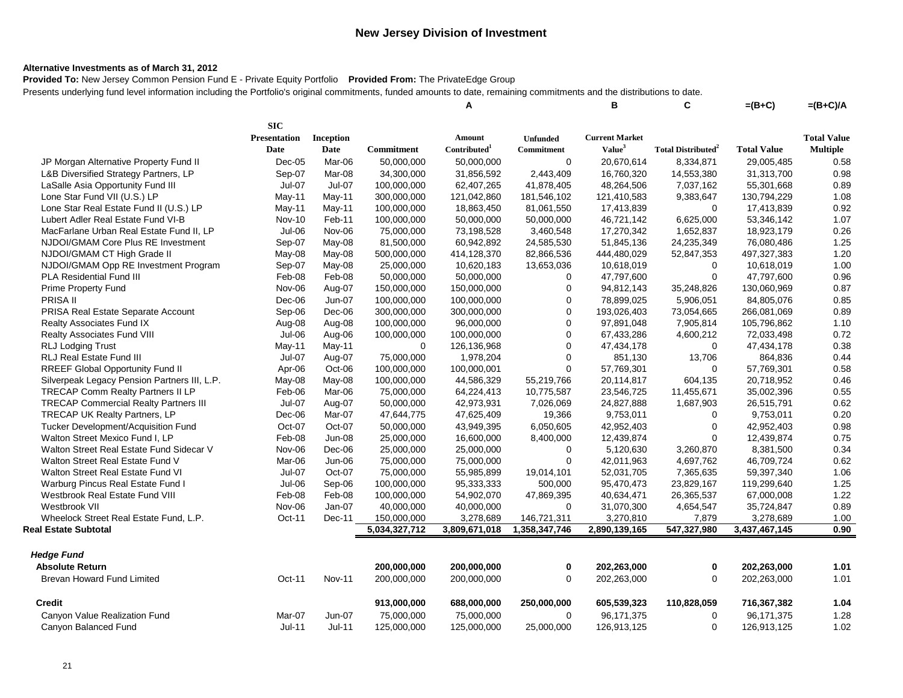## New Jersey Division of Investment

**Alternative Investments as of March 31, 2012**

**Provided To:** New Jersey Common Pension Fund E - Private Equity Portfolio **Provided From:** The PrivateEdge Group

Presents underlying fund level information including the Portfolio's original commitments, funded amounts to date, remaining commitments and the distributions to date.

| | | | | A | | B | C | =(B+C) | =(B+C)/A |
|---|---|---|---|---|---|---|---|---|---|
| | SIC Presentation Date | Inception Date | Commitment | Amount Contributed[1] | Unfunded Commitment | Current Market Value[3] | Total Distributed[2] | Total Value | Total Value Multiple |
| JP Morgan Alternative Property Fund II | Dec-05 | Mar-06 | 50,000,000 | 50,000,000 | 0 | 20,670,614 | 8,334,871 | 29,005,485 | 0.58 |
| L&B Diversified Strategy Partners, LP | Sep-07 | Mar-08 | 34,300,000 | 31,856,592 | 2,443,409 | 16,760,320 | 14,553,380 | 31,313,700 | 0.98 |
| LaSalle Asia Opportunity Fund III | Jul-07 | Jul-07 | 100,000,000 | 62,407,265 | 41,878,405 | 48,264,506 | 7,037,162 | 55,301,668 | 0.89 |
| Lone Star Fund VII (U.S.) LP | May-11 | May-11 | 300,000,000 | 121,042,860 | 181,546,102 | 121,410,583 | 9,383,647 | 130,794,229 | 1.08 |
| Lone Star Real Estate Fund II (U.S.) LP | May-11 | May-11 | 100,000,000 | 18,863,450 | 81,061,550 | 17,413,839 | 0 | 17,413,839 | 0.92 |
| Lubert Adler Real Estate Fund VI-B | Nov-10 | Feb-11 | 100,000,000 | 50,000,000 | 50,000,000 | 46,721,142 | 6,625,000 | 53,346,142 | 1.07 |
| MacFarlane Urban Real Estate Fund II, LP | Jul-06 | Nov-06 | 75,000,000 | 73,198,528 | 3,460,548 | 17,270,342 | 1,652,837 | 18,923,179 | 0.26 |
| NJDOI/GMAM Core Plus RE Investment | Sep-07 | May-08 | 81,500,000 | 60,942,892 | 24,585,530 | 51,845,136 | 24,235,349 | 76,080,486 | 1.25 |
| NJDOI/GMAM CT High Grade II | May-08 | May-08 | 500,000,000 | 414,128,370 | 82,866,536 | 444,480,029 | 52,847,353 | 497,327,383 | 1.20 |
| NJDOI/GMAM Opp RE Investment Program | Sep-07 | May-08 | 25,000,000 | 10,620,183 | 13,653,036 | 10,618,019 | 0 | 10,618,019 | 1.00 |
| PLA Residential Fund III | Feb-08 | Feb-08 | 50,000,000 | 50,000,000 | 0 | 47,797,600 | 0 | 47,797,600 | 0.96 |
| Prime Property Fund | Nov-06 | Aug-07 | 150,000,000 | 150,000,000 | 0 | 94,812,143 | 35,248,826 | 130,060,969 | 0.87 |
| PRISA II | Dec-06 | Jun-07 | 100,000,000 | 100,000,000 | 0 | 78,899,025 | 5,906,051 | 84,805,076 | 0.85 |
| PRISA Real Estate Separate Account | Sep-06 | Dec-06 | 300,000,000 | 300,000,000 | 0 | 193,026,403 | 73,054,665 | 266,081,069 | 0.89 |
| Realty Associates Fund IX | Aug-08 | Aug-08 | 100,000,000 | 96,000,000 | 0 | 97,891,048 | 7,905,814 | 105,796,862 | 1.10 |
| Realty Associates Fund VIII | Jul-06 | Aug-06 | 100,000,000 | 100,000,000 | 0 | 67,433,286 | 4,600,212 | 72,033,498 | 0.72 |
| RLJ Lodging Trust | May-11 | May-11 | 0 | 126,136,968 | 0 | 47,434,178 | 0 | 47,434,178 | 0.38 |
| RLJ Real Estate Fund III | Jul-07 | Aug-07 | 75,000,000 | 1,978,204 | 0 | 851,130 | 13,706 | 864,836 | 0.44 |
| RREEF Global Opportunity Fund II | Apr-06 | Oct-06 | 100,000,000 | 100,000,001 | 0 | 57,769,301 | 0 | 57,769,301 | 0.58 |
| Silverpeak Legacy Pension Partners III, L.P. | May-08 | May-08 | 100,000,000 | 44,586,329 | 55,219,766 | 20,114,817 | 604,135 | 20,718,952 | 0.46 |
| TRECAP Comm Realty Partners II LP | Feb-06 | Mar-06 | 75,000,000 | 64,224,413 | 10,775,587 | 23,546,725 | 11,455,671 | 35,002,396 | 0.55 |
| TRECAP Commercial Realty Partners III | Jul-07 | Aug-07 | 50,000,000 | 42,973,931 | 7,026,069 | 24,827,888 | 1,687,903 | 26,515,791 | 0.62 |
| TRECAP UK Realty Partners, LP | Dec-06 | Mar-07 | 47,644,775 | 47,625,409 | 19,366 | 9,753,011 | 0 | 9,753,011 | 0.20 |
| Tucker Development/Acquisition Fund | Oct-07 | Oct-07 | 50,000,000 | 43,949,395 | 6,050,605 | 42,952,403 | 0 | 42,952,403 | 0.98 |
| Walton Street Mexico Fund I, LP | Feb-08 | Jun-08 | 25,000,000 | 16,600,000 | 8,400,000 | 12,439,874 | 0 | 12,439,874 | 0.75 |
| Walton Street Real Estate Fund Sidecar V | Nov-06 | Dec-06 | 25,000,000 | 25,000,000 | 0 | 5,120,630 | 3,260,870 | 8,381,500 | 0.34 |
| Walton Street Real Estate Fund V | Mar-06 | Jun-06 | 75,000,000 | 75,000,000 | 0 | 42,011,963 | 4,697,762 | 46,709,724 | 0.62 |
| Walton Street Real Estate Fund VI | Jul-07 | Oct-07 | 75,000,000 | 55,985,899 | 19,014,101 | 52,031,705 | 7,365,635 | 59,397,340 | 1.06 |
| Warburg Pincus Real Estate Fund I | Jul-06 | Sep-06 | 100,000,000 | 95,333,333 | 500,000 | 95,470,473 | 23,829,167 | 119,299,640 | 1.25 |
| Westbrook Real Estate Fund VIII | Feb-08 | Feb-08 | 100,000,000 | 54,902,070 | 47,869,395 | 40,634,471 | 26,365,537 | 67,000,008 | 1.22 |
| Westbrook VII | Nov-06 | Jan-07 | 40,000,000 | 40,000,000 | 0 | 31,070,300 | 4,654,547 | 35,724,847 | 0.89 |
| Wheelock Street Real Estate Fund, L.P. | Oct-11 | Dec-11 | 150,000,000 | 3,278,689 | 146,721,311 | 3,270,810 | 7,879 | 3,278,689 | 1.00 |
| **Real Estate Subtotal** | | | **5,034,327,712** | **3,809,671,018** | **1,358,347,746** | **2,890,139,165** | **547,327,980** | **3,437,467,145** | **0.90** |
| ***Hedge Fund*** | | | | | | | | | |
| **Absolute Return** | | | **200,000,000** | **200,000,000** | **0** | **202,263,000** | **0** | **202,263,000** | **1.01** |
| Brevan Howard Fund Limited | Oct-11 | Nov-11 | 200,000,000 | 200,000,000 | 0 | 202,263,000 | 0 | 202,263,000 | 1.01 |
| **Credit** | | | **913,000,000** | **688,000,000** | **250,000,000** | **605,539,323** | **110,828,059** | **716,367,382** | **1.04** |
| Canyon Value Realization Fund | Mar-07 | Jun-07 | 75,000,000 | 75,000,000 | 0 | 96,171,375 | 0 | 96,171,375 | 1.28 |
| Canyon Balanced Fund | Jul-11 | Jul-11 | 125,000,000 | 125,000,000 | 25,000,000 | 126,913,125 | 0 | 126,913,125 | 1.02 |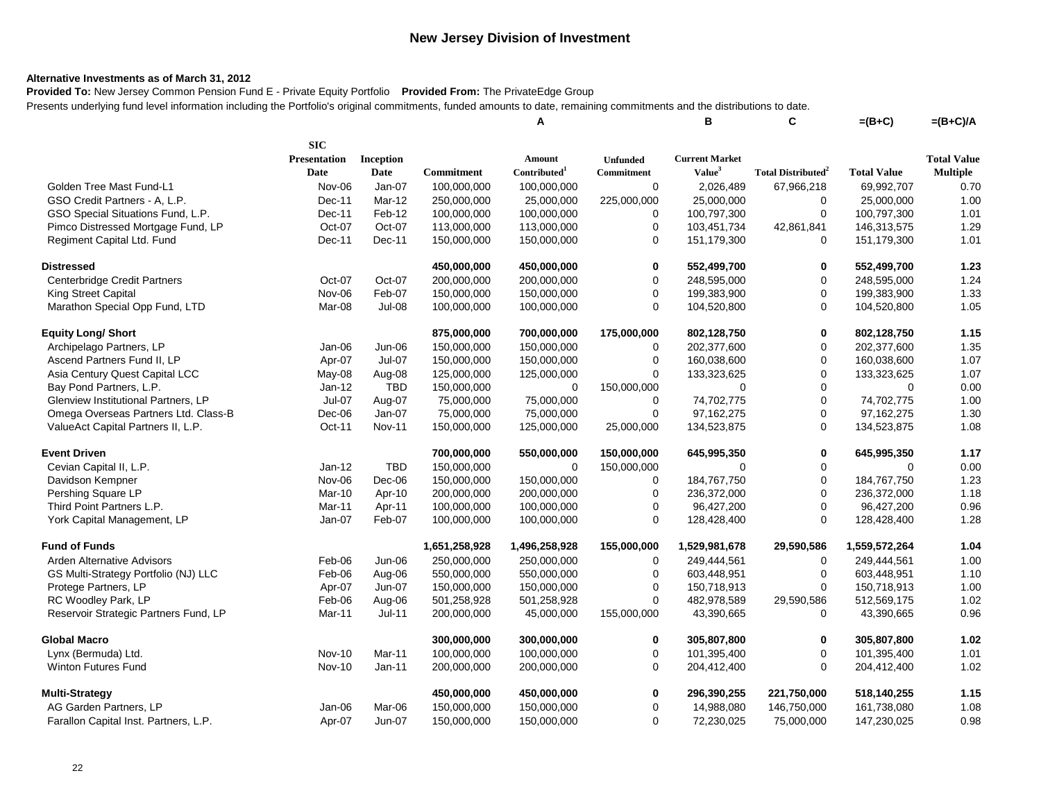# New Jersey Division of Investment

**Alternative Investments as of March 31, 2012**

**Provided To:** New Jersey Common Pension Fund E - Private Equity Portfolio **Provided From:** The PrivateEdge Group

Presents underlying fund level information including the Portfolio's original commitments, funded amounts to date, remaining commitments and the distributions to date.

| | | | | A | | B | C | =(B+C) | =(B+C)/A |
|---|---|---|---|---|---|---|---|---|---|
| | SIC Presentation Date | Inception Date | Commitment | Amount Contributed[1] | Unfunded Commitment | Current Market Value[3] | Total Distributed[2] | Total Value | Total Value Multiple |
| Golden Tree Mast Fund-L1 | Nov-06 | Jan-07 | 100,000,000 | 100,000,000 | 0 | 2,026,489 | 67,966,218 | 69,992,707 | 0.70 |
| GSO Credit Partners - A, L.P. | Dec-11 | Mar-12 | 250,000,000 | 25,000,000 | 225,000,000 | 25,000,000 | 0 | 25,000,000 | 1.00 |
| GSO Special Situations Fund, L.P. | Dec-11 | Feb-12 | 100,000,000 | 100,000,000 | 0 | 100,797,300 | 0 | 100,797,300 | 1.01 |
| Pimco Distressed Mortgage Fund, LP | Oct-07 | Oct-07 | 113,000,000 | 113,000,000 | 0 | 103,451,734 | 42,861,841 | 146,313,575 | 1.29 |
| Regiment Capital Ltd. Fund | Dec-11 | Dec-11 | 150,000,000 | 150,000,000 | 0 | 151,179,300 | 0 | 151,179,300 | 1.01 |
| **Distressed** | | | **450,000,000** | **450,000,000** | **0** | **552,499,700** | **0** | **552,499,700** | **1.23** |
| Centerbridge Credit Partners | Oct-07 | Oct-07 | 200,000,000 | 200,000,000 | 0 | 248,595,000 | 0 | 248,595,000 | 1.24 |
| King Street Capital | Nov-06 | Feb-07 | 150,000,000 | 150,000,000 | 0 | 199,383,900 | 0 | 199,383,900 | 1.33 |
| Marathon Special Opp Fund, LTD | Mar-08 | Jul-08 | 100,000,000 | 100,000,000 | 0 | 104,520,800 | 0 | 104,520,800 | 1.05 |
| **Equity Long/ Short** | | | **875,000,000** | **700,000,000** | **175,000,000** | **802,128,750** | **0** | **802,128,750** | **1.15** |
| Archipelago Partners, LP | Jan-06 | Jun-06 | 150,000,000 | 150,000,000 | 0 | 202,377,600 | 0 | 202,377,600 | 1.35 |
| Ascend Partners Fund II, LP | Apr-07 | Jul-07 | 150,000,000 | 150,000,000 | 0 | 160,038,600 | 0 | 160,038,600 | 1.07 |
| Asia Century Quest Capital LCC | May-08 | Aug-08 | 125,000,000 | 125,000,000 | 0 | 133,323,625 | 0 | 133,323,625 | 1.07 |
| Bay Pond Partners, L.P. | Jan-12 | TBD | 150,000,000 | 0 | 150,000,000 | 0 | 0 | 0 | 0.00 |
| Glenview Institutional Partners, LP | Jul-07 | Aug-07 | 75,000,000 | 75,000,000 | 0 | 74,702,775 | 0 | 74,702,775 | 1.00 |
| Omega Overseas Partners Ltd. Class-B | Dec-06 | Jan-07 | 75,000,000 | 75,000,000 | 0 | 97,162,275 | 0 | 97,162,275 | 1.30 |
| ValueAct Capital Partners II, L.P. | Oct-11 | Nov-11 | 150,000,000 | 125,000,000 | 25,000,000 | 134,523,875 | 0 | 134,523,875 | 1.08 |
| **Event Driven** | | | **700,000,000** | **550,000,000** | **150,000,000** | **645,995,350** | **0** | **645,995,350** | **1.17** |
| Cevian Capital II, L.P. | Jan-12 | TBD | 150,000,000 | 0 | 150,000,000 | 0 | 0 | 0 | 0.00 |
| Davidson Kempner | Nov-06 | Dec-06 | 150,000,000 | 150,000,000 | 0 | 184,767,750 | 0 | 184,767,750 | 1.23 |
| Pershing Square LP | Mar-10 | Apr-10 | 200,000,000 | 200,000,000 | 0 | 236,372,000 | 0 | 236,372,000 | 1.18 |
| Third Point Partners L.P. | Mar-11 | Apr-11 | 100,000,000 | 100,000,000 | 0 | 96,427,200 | 0 | 96,427,200 | 0.96 |
| York Capital Management, LP | Jan-07 | Feb-07 | 100,000,000 | 100,000,000 | 0 | 128,428,400 | 0 | 128,428,400 | 1.28 |
| **Fund of Funds** | | | **1,651,258,928** | **1,496,258,928** | **155,000,000** | **1,529,981,678** | **29,590,586** | **1,559,572,264** | **1.04** |
| Arden Alternative Advisors | Feb-06 | Jun-06 | 250,000,000 | 250,000,000 | 0 | 249,444,561 | 0 | 249,444,561 | 1.00 |
| GS Multi-Strategy Portfolio (NJ) LLC | Feb-06 | Aug-06 | 550,000,000 | 550,000,000 | 0 | 603,448,951 | 0 | 603,448,951 | 1.10 |
| Protege Partners, LP | Apr-07 | Jun-07 | 150,000,000 | 150,000,000 | 0 | 150,718,913 | 0 | 150,718,913 | 1.00 |
| RC Woodley Park, LP | Feb-06 | Aug-06 | 501,258,928 | 501,258,928 | 0 | 482,978,589 | 29,590,586 | 512,569,175 | 1.02 |
| Reservoir Strategic Partners Fund, LP | Mar-11 | Jul-11 | 200,000,000 | 45,000,000 | 155,000,000 | 43,390,665 | 0 | 43,390,665 | 0.96 |
| **Global Macro** | | | **300,000,000** | **300,000,000** | **0** | **305,807,800** | **0** | **305,807,800** | **1.02** |
| Lynx (Bermuda) Ltd. | Nov-10 | Mar-11 | 100,000,000 | 100,000,000 | 0 | 101,395,400 | 0 | 101,395,400 | 1.01 |
| Winton Futures Fund | Nov-10 | Jan-11 | 200,000,000 | 200,000,000 | 0 | 204,412,400 | 0 | 204,412,400 | 1.02 |
| **Multi-Strategy** | | | **450,000,000** | **450,000,000** | **0** | **296,390,255** | **221,750,000** | **518,140,255** | **1.15** |
| AG Garden Partners, LP | Jan-06 | Mar-06 | 150,000,000 | 150,000,000 | 0 | 14,988,080 | 146,750,000 | 161,738,080 | 1.08 |
| Farallon Capital Inst. Partners, L.P. | Apr-07 | Jun-07 | 150,000,000 | 150,000,000 | 0 | 72,230,025 | 75,000,000 | 147,230,025 | 0.98 |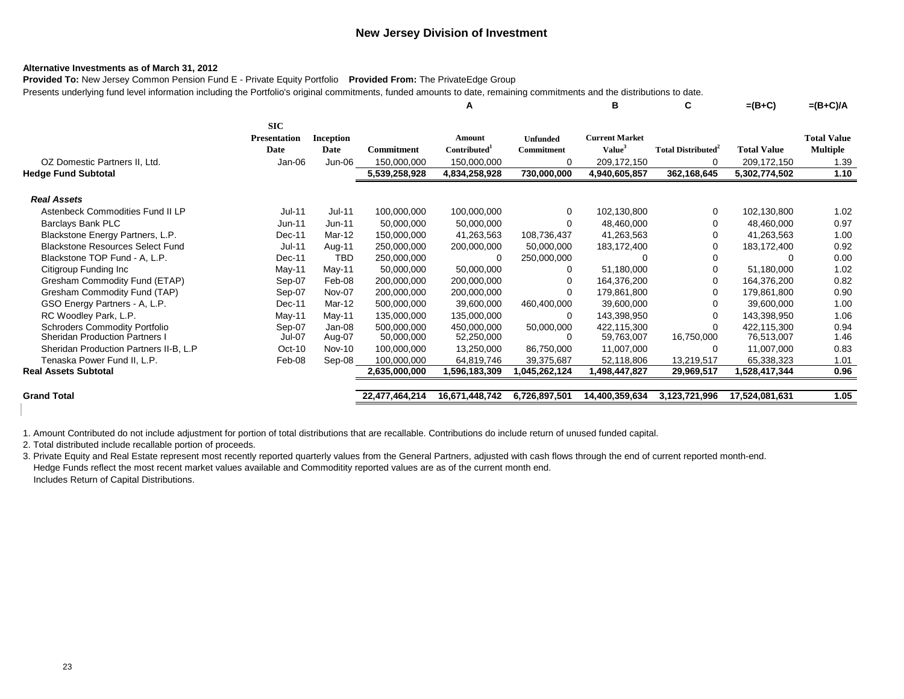## New Jersey Division of Investment

**Alternative Investments as of March 31, 2012**

**Provided To:** New Jersey Common Pension Fund E - Private Equity Portfolio **Provided From:** The PrivateEdge Group

Presents underlying fund level information including the Portfolio's original commitments, funded amounts to date, remaining commitments and the distributions to date.

| | | | | A | | B | C | =(B+C) | =(B+C)/A |
|---|---|---|---|---|---|---|---|---|---|
| | SIC Presentation Date | Inception Date | Commitment | Amount Contributed[1] | Unfunded Commitment | Current Market Value[3] | Total Distributed[2] | Total Value | Total Value Multiple |
| OZ Domestic Partners II, Ltd. | Jan-06 | Jun-06 | 150,000,000 | 150,000,000 | 0 | 209,172,150 | 0 | 209,172,150 | 1.39 |
| **Hedge Fund Subtotal** | | | **5,539,258,928** | **4,834,258,928** | **730,000,000** | **4,940,605,857** | **362,168,645** | **5,302,774,502** | **1.10** |
| ***Real Assets*** | | | | | | | | | |
| Astenbeck Commodities Fund II LP | Jul-11 | Jul-11 | 100,000,000 | 100,000,000 | 0 | 102,130,800 | 0 | 102,130,800 | 1.02 |
| Barclays Bank PLC | Jun-11 | Jun-11 | 50,000,000 | 50,000,000 | 0 | 48,460,000 | 0 | 48,460,000 | 0.97 |
| Blackstone Energy Partners, L.P. | Dec-11 | Mar-12 | 150,000,000 | 41,263,563 | 108,736,437 | 41,263,563 | 0 | 41,263,563 | 1.00 |
| Blackstone Resources Select Fund | Jul-11 | Aug-11 | 250,000,000 | 200,000,000 | 50,000,000 | 183,172,400 | 0 | 183,172,400 | 0.92 |
| Blackstone TOP Fund - A, L.P. | Dec-11 | TBD | 250,000,000 | 0 | 250,000,000 | 0 | 0 | 0 | 0.00 |
| Citigroup Funding Inc | May-11 | May-11 | 50,000,000 | 50,000,000 | 0 | 51,180,000 | 0 | 51,180,000 | 1.02 |
| Gresham Commodity Fund (ETAP) | Sep-07 | Feb-08 | 200,000,000 | 200,000,000 | 0 | 164,376,200 | 0 | 164,376,200 | 0.82 |
| Gresham Commodity Fund (TAP) | Sep-07 | Nov-07 | 200,000,000 | 200,000,000 | 0 | 179,861,800 | 0 | 179,861,800 | 0.90 |
| GSO Energy Partners - A, L.P. | Dec-11 | Mar-12 | 500,000,000 | 39,600,000 | 460,400,000 | 39,600,000 | 0 | 39,600,000 | 1.00 |
| RC Woodley Park, L.P. | May-11 | May-11 | 135,000,000 | 135,000,000 | 0 | 143,398,950 | 0 | 143,398,950 | 1.06 |
| Schroders Commodity Portfolio | Sep-07 | Jan-08 | 500,000,000 | 450,000,000 | 50,000,000 | 422,115,300 | 0 | 422,115,300 | 0.94 |
| Sheridan Production Partners I | Jul-07 | Aug-07 | 50,000,000 | 52,250,000 | 0 | 59,763,007 | 16,750,000 | 76,513,007 | 1.46 |
| Sheridan Production Partners II-B, L.P | Oct-10 | Nov-10 | 100,000,000 | 13,250,000 | 86,750,000 | 11,007,000 | 0 | 11,007,000 | 0.83 |
| Tenaska Power Fund II, L.P. | Feb-08 | Sep-08 | 100,000,000 | 64,819,746 | 39,375,687 | 52,118,806 | 13,219,517 | 65,338,323 | 1.01 |
| **Real Assets Subtotal** | | | **2,635,000,000** | **1,596,183,309** | **1,045,262,124** | **1,498,447,827** | **29,969,517** | **1,528,417,344** | **0.96** |
| **Grand Total** | | | **22,477,464,214** | **16,671,448,742** | **6,726,897,501** | **14,400,359,634** | **3,123,721,996** | **17,524,081,631** | **1.05** |

1. Amount Contributed do not include adjustment for portion of total distributions that are recallable. Contributions do include return of unused funded capital.
2. Total distributed include recallable portion of proceeds.
3. Private Equity and Real Estate represent most recently reported quarterly values from the General Partners, adjusted with cash flows through the end of current reported month-end.
   Hedge Funds reflect the most recent market values available and Commoditity reported values are as of the current month end.
   Includes Return of Capital Distributions.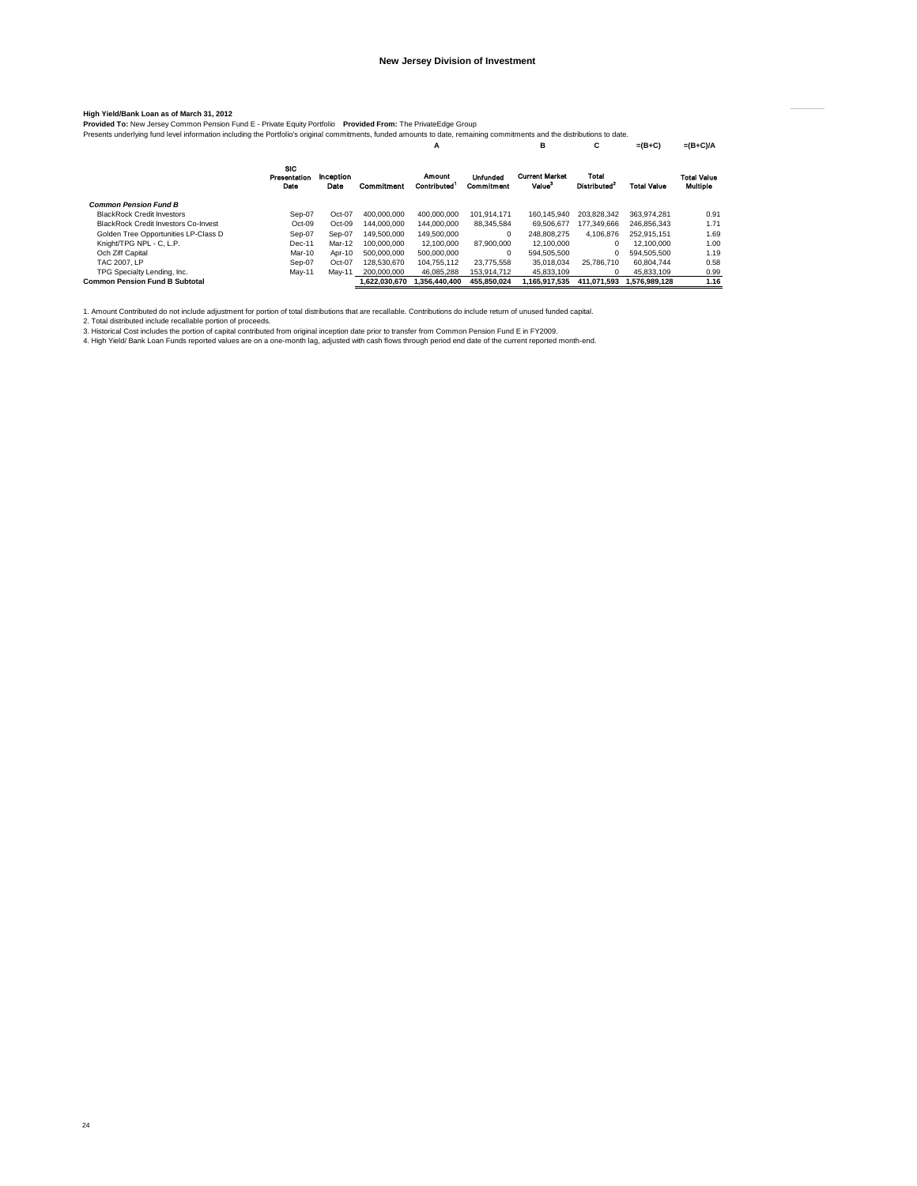# New Jersey Division of Investment

**High Yield/Bank Loan as of March 31, 2012**

**Provided To:** New Jersey Common Pension Fund E - Private Equity Portfolio **Provided From:** The PrivateEdge Group

Presents underlying fund level information including the Portfolio's original commitments, funded amounts to date, remaining commitments and the distributions to date.

| | | | | A | | B | C | =(B+C) | =(B+C)/A |
|---|---|---|---|---|---|---|---|---|---|
| | SIC Presentation Date | Inception Date | Commitment | Amount Contributed[1] | Unfunded Commitment | Current Market Value[3] | Total Distributed[2] | Total Value | Total Value Multiple |
| ***Common Pension Fund B*** | | | | | | | | | |
| BlackRock Credit Investors | Sep-07 | Oct-07 | 400,000,000 | 400,000,000 | 101,914,171 | 160,145,940 | 203,828,342 | 363,974,281 | 0.91 |
| BlackRock Credit Investors Co-Invest | Oct-09 | Oct-09 | 144,000,000 | 144,000,000 | 88,345,584 | 69,506,677 | 177,349,666 | 246,856,343 | 1.71 |
| Golden Tree Opportunities LP-Class D | Sep-07 | Sep-07 | 149,500,000 | 149,500,000 | 0 | 248,808,275 | 4,106,876 | 252,915,151 | 1.69 |
| Knight/TPG NPL - C, L.P. | Dec-11 | Mar-12 | 100,000,000 | 12,100,000 | 87,900,000 | 12,100,000 | 0 | 12,100,000 | 1.00 |
| Och Ziff Capital | Mar-10 | Apr-10 | 500,000,000 | 500,000,000 | 0 | 594,505,500 | 0 | 594,505,500 | 1.19 |
| TAC 2007, LP | Sep-07 | Oct-07 | 128,530,670 | 104,755,112 | 23,775,558 | 35,018,034 | 25,786,710 | 60,804,744 | 0.58 |
| TPG Specialty Lending, Inc. | May-11 | May-11 | 200,000,000 | 46,085,288 | 153,914,712 | 45,833,109 | 0 | 45,833,109 | 0.99 |
| **Common Pension Fund B Subtotal** | | | **1,622,030,670** | **1,356,440,400** | **455,850,024** | **1,165,917,535** | **411,071,593** | **1,576,989,128** | **1.16** |

1. Amount Contributed do not include adjustment for portion of total distributions that are recallable. Contributions do include return of unused funded capital.
2. Total distributed include recallable portion of proceeds.
3. Historical Cost includes the portion of capital contributed from original inception date prior to transfer from Common Pension Fund E in FY2009.
4. High Yield/ Bank Loan Funds reported values are on a one-month lag, adjusted with cash flows through period end date of the current reported month-end.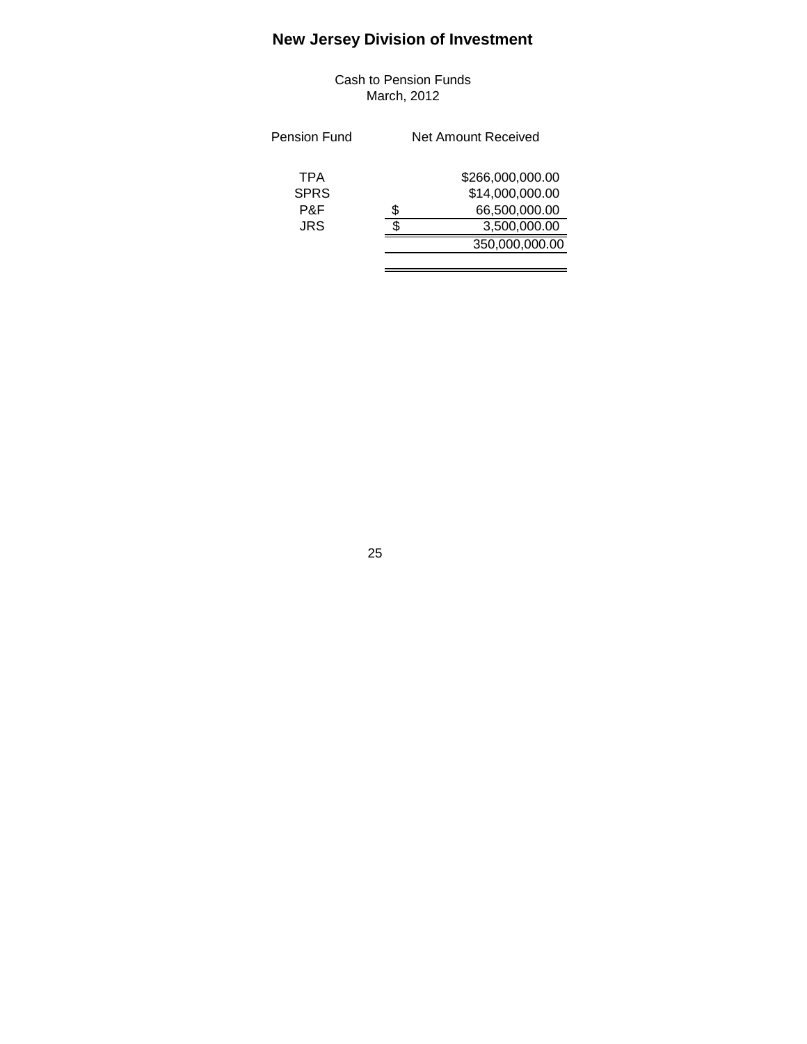# New Jersey Division of Investment

Cash to Pension Funds
March, 2012

| Pension Fund | Net Amount Received |
|---|---|
| TPA | $266,000,000.00 |
| SPRS | $14,000,000.00 |
| P&F | $ 66,500,000.00 |
| JRS | $ 3,500,000.00 |
| | 350,000,000.00 |